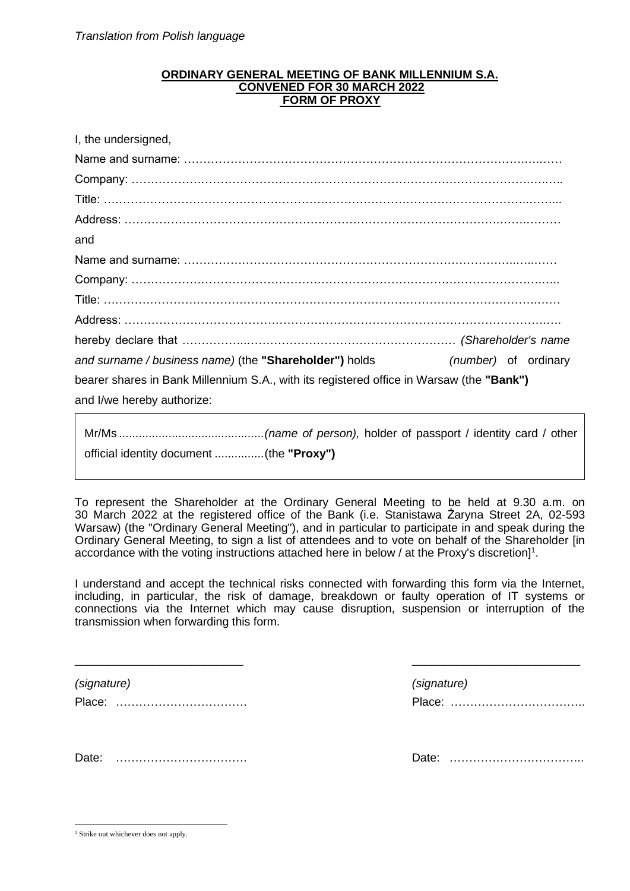*Translation from Polish language*

**ORDINARY GENERAL MEETING OF BANK MILLENNIUM S.A.**
**CONVENED FOR 30 MARCH 2022**
**FORM OF PROXY**

I, the undersigned,

Name and surname: ……………………………………………………………………………………………

Company: …………………………………………………………………………………………………..

Title: ……………………………………………………………………………………………………...

Address: ………………………………………………………………………………………………

and

Name and surname: ……………………………………………………………………………………

Company: …………………………………………………………………………………………..

Title: ………………………………………………………………………………………………

Address: ……………………………………………………………………………………………….

hereby declare that ……………..…………………………………………… *(Shareholder's name and surname / business name)* (the **"Shareholder")** holds *(number)* of ordinary bearer shares in Bank Millennium S.A., with its registered office in Warsaw (the **"Bank")**

and I/we hereby authorize:

Mr/Ms ...........................................*(name of person),* holder of passport / identity card / other official identity document ...............(the **"Proxy")**

To represent the Shareholder at the Ordinary General Meeting to be held at 9.30 a.m. on 30 March 2022 at the registered office of the Bank (i.e. Stanistawa Żaryna Street 2A, 02-593 Warsaw) (the "Ordinary General Meeting"), and in particular to participate in and speak during the Ordinary General Meeting, to sign a list of attendees and to vote on behalf of the Shareholder [in accordance with the voting instructions attached here in below / at the Proxy's discretion][1].

I understand and accept the technical risks connected with forwarding this form via the Internet, including, in particular, the risk of damage, breakdown or faulty operation of IT systems or connections via the Internet which may cause disruption, suspension or interruption of the transmission when forwarding this form.

| | |
|---|---|
| \_\_\_\_\_\_\_\_\_\_\_\_\_\_\_\_\_\_\_\_\_\_\_\_\_ | \_\_\_\_\_\_\_\_\_\_\_\_\_\_\_\_\_\_\_\_\_\_\_\_\_ |
| *(signature)* | *(signature)* |
| Place: ……………………………. | Place: …………………………….. |
| Date: ……………………………. | Date: …………………………….. |

[1] Strike out whichever does not apply.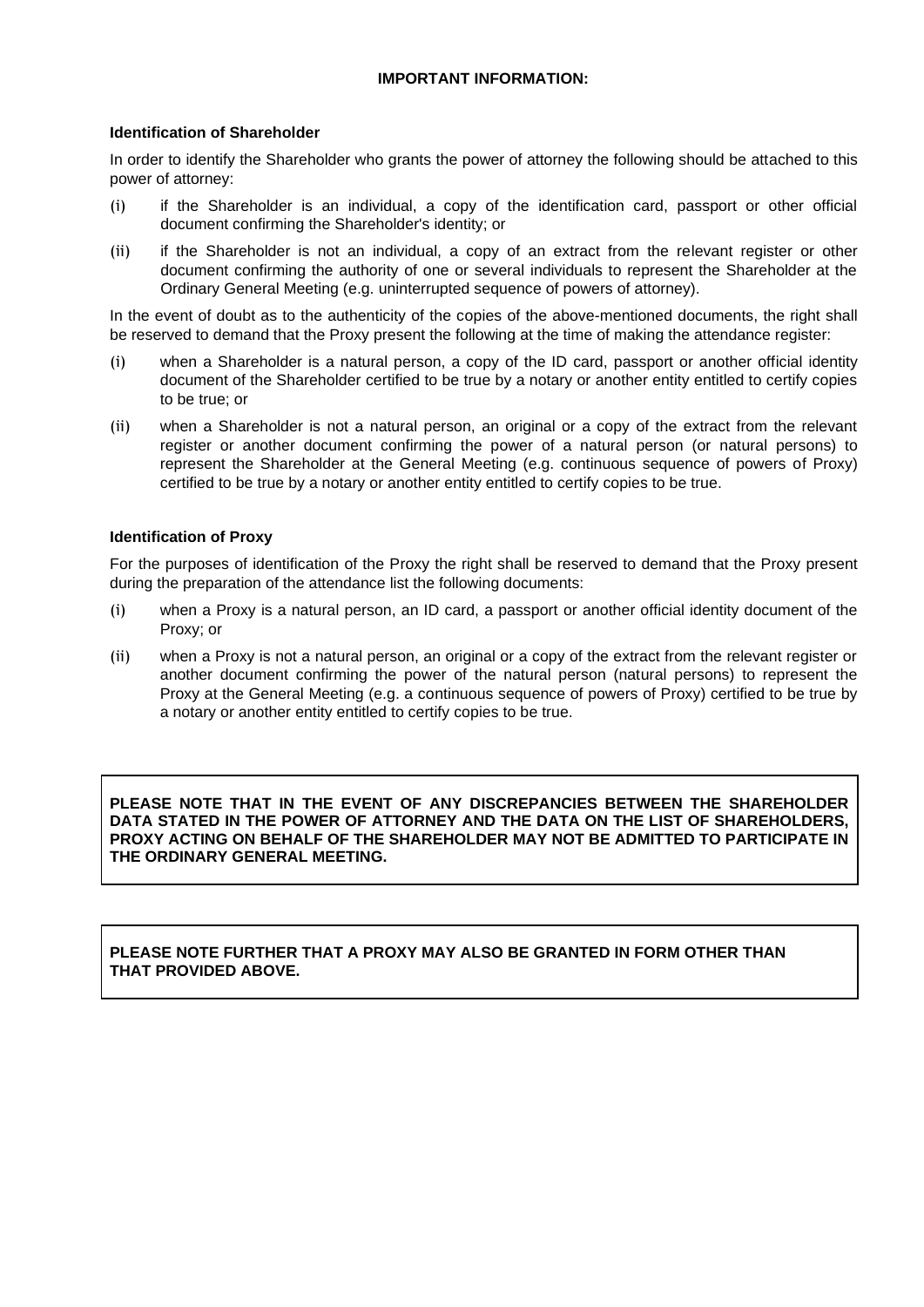**IMPORTANT INFORMATION:**

**Identification of Shareholder**

In order to identify the Shareholder who grants the power of attorney the following should be attached to this power of attorney:

(i) if the Shareholder is an individual, a copy of the identification card, passport or other official document confirming the Shareholder's identity; or

(ii) if the Shareholder is not an individual, a copy of an extract from the relevant register or other document confirming the authority of one or several individuals to represent the Shareholder at the Ordinary General Meeting (e.g. uninterrupted sequence of powers of attorney).

In the event of doubt as to the authenticity of the copies of the above-mentioned documents, the right shall be reserved to demand that the Proxy present the following at the time of making the attendance register:

(i) when a Shareholder is a natural person, a copy of the ID card, passport or another official identity document of the Shareholder certified to be true by a notary or another entity entitled to certify copies to be true; or

(ii) when a Shareholder is not a natural person, an original or a copy of the extract from the relevant register or another document confirming the power of a natural person (or natural persons) to represent the Shareholder at the General Meeting (e.g. continuous sequence of powers of Proxy) certified to be true by a notary or another entity entitled to certify copies to be true.

**Identification of Proxy**

For the purposes of identification of the Proxy the right shall be reserved to demand that the Proxy present during the preparation of the attendance list the following documents:

(i) when a Proxy is a natural person, an ID card, a passport or another official identity document of the Proxy; or

(ii) when a Proxy is not a natural person, an original or a copy of the extract from the relevant register or another document confirming the power of the natural person (natural persons) to represent the Proxy at the General Meeting (e.g. a continuous sequence of powers of Proxy) certified to be true by a notary or another entity entitled to certify copies to be true.

**PLEASE NOTE THAT IN THE EVENT OF ANY DISCREPANCIES BETWEEN THE SHAREHOLDER DATA STATED IN THE POWER OF ATTORNEY AND THE DATA ON THE LIST OF SHAREHOLDERS, PROXY ACTING ON BEHALF OF THE SHAREHOLDER MAY NOT BE ADMITTED TO PARTICIPATE IN THE ORDINARY GENERAL MEETING.**

**PLEASE NOTE FURTHER THAT A PROXY MAY ALSO BE GRANTED IN FORM OTHER THAN THAT PROVIDED ABOVE.**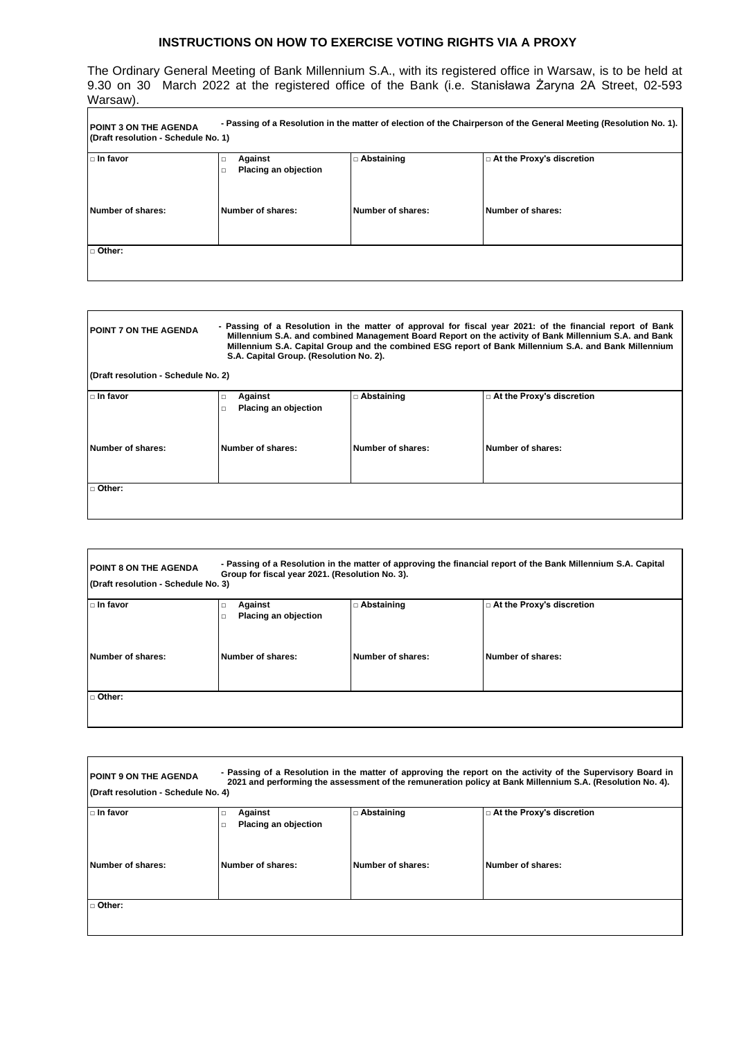## INSTRUCTIONS ON HOW TO EXERCISE VOTING RIGHTS VIA A PROXY

The Ordinary General Meeting of Bank Millennium S.A., with its registered office in Warsaw, is to be held at 9.30 on 30 March 2022 at the registered office of the Bank (i.e. Stanisława Żaryna 2A Street, 02-593 Warsaw).

| **POINT 3 ON THE AGENDA (Draft resolution - Schedule No. 1)** | **- Passing of a Resolution in the matter of election of the Chairperson of the General Meeting (Resolution No. 1).** | | |
|---|---|---|---|
| □ **In favor** | □ **Against**<br>□ **Placing an objection** | □ **Abstaining** | □ **At the Proxy's discretion** |
| **Number of shares:** | **Number of shares:** | **Number of shares:** | **Number of shares:** |
| □ **Other:** | | | |

| **POINT 7 ON THE AGENDA (Draft resolution - Schedule No. 2)** | **- Passing of a Resolution in the matter of approval for fiscal year 2021: of the financial report of Bank Millennium S.A. and combined Management Board Report on the activity of Bank Millennium S.A. and Bank Millennium S.A. Capital Group and the combined ESG report of Bank Millennium S.A. and Bank Millennium S.A. Capital Group. (Resolution No. 2).** | | |
|---|---|---|---|
| □ **In favor** | □ **Against**<br>□ **Placing an objection** | □ **Abstaining** | □ **At the Proxy's discretion** |
| **Number of shares:** | **Number of shares:** | **Number of shares:** | **Number of shares:** |
| □ **Other:** | | | |

| **POINT 8 ON THE AGENDA (Draft resolution - Schedule No. 3)** | **- Passing of a Resolution in the matter of approving the financial report of the Bank Millennium S.A. Capital Group for fiscal year 2021. (Resolution No. 3).** | | |
|---|---|---|---|
| □ **In favor** | □ **Against**<br>□ **Placing an objection** | □ **Abstaining** | □ **At the Proxy's discretion** |
| **Number of shares:** | **Number of shares:** | **Number of shares:** | **Number of shares:** |
| □ **Other:** | | | |

| **POINT 9 ON THE AGENDA (Draft resolution - Schedule No. 4)** | **- Passing of a Resolution in the matter of approving the report on the activity of the Supervisory Board in 2021 and performing the assessment of the remuneration policy at Bank Millennium S.A. (Resolution No. 4).** | | |
|---|---|---|---|
| □ **In favor** | □ **Against**<br>□ **Placing an objection** | □ **Abstaining** | □ **At the Proxy's discretion** |
| **Number of shares:** | **Number of shares:** | **Number of shares:** | **Number of shares:** |
| □ **Other:** | | | |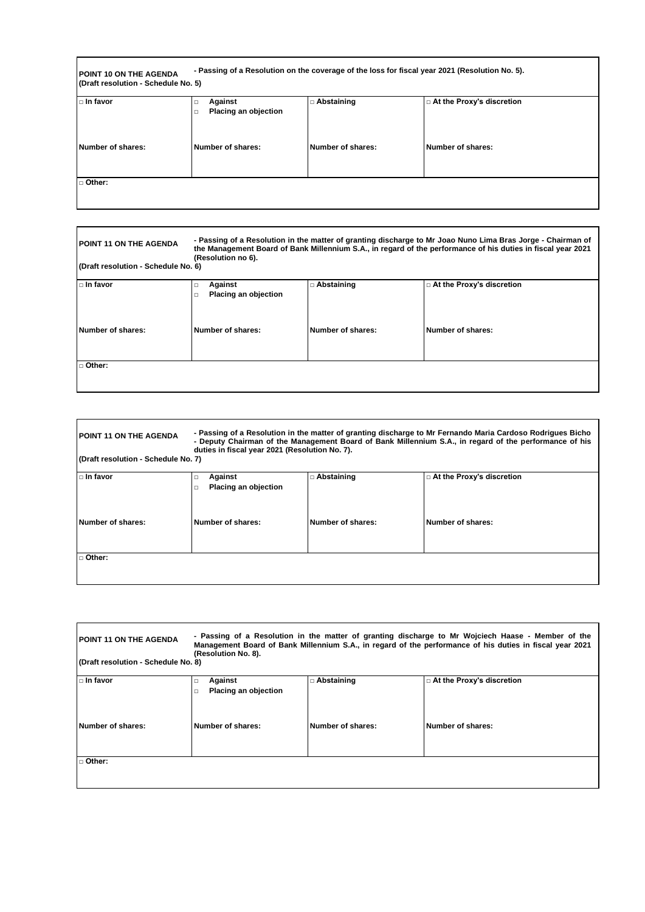| POINT 10 ON THE AGENDA (Draft resolution - Schedule No. 5) | - Passing of a Resolution on the coverage of the loss for fiscal year 2021 (Resolution No. 5). | | |
|---|---|---|---|
| □ In favor | □ Against<br>□ Placing an objection | □ Abstaining | □ At the Proxy's discretion |
| Number of shares: | Number of shares: | Number of shares: | Number of shares: |
| □ Other: | | | |

| POINT 11 ON THE AGENDA (Draft resolution - Schedule No. 6) | - Passing of a Resolution in the matter of granting discharge to Mr Joao Nuno Lima Bras Jorge - Chairman of the Management Board of Bank Millennium S.A., in regard of the performance of his duties in fiscal year 2021 (Resolution no 6). | | |
|---|---|---|---|
| □ In favor | □ Against<br>□ Placing an objection | □ Abstaining | □ At the Proxy's discretion |
| Number of shares: | Number of shares: | Number of shares: | Number of shares: |
| □ Other: | | | |

| POINT 11 ON THE AGENDA (Draft resolution - Schedule No. 7) | - Passing of a Resolution in the matter of granting discharge to Mr Fernando Maria Cardoso Rodrigues Bicho - Deputy Chairman of the Management Board of Bank Millennium S.A., in regard of the performance of his duties in fiscal year 2021 (Resolution No. 7). | | |
|---|---|---|---|
| □ In favor | □ Against<br>□ Placing an objection | □ Abstaining | □ At the Proxy's discretion |
| Number of shares: | Number of shares: | Number of shares: | Number of shares: |
| □ Other: | | | |

| POINT 11 ON THE AGENDA (Draft resolution - Schedule No. 8) | - Passing of a Resolution in the matter of granting discharge to Mr Wojciech Haase - Member of the Management Board of Bank Millennium S.A., in regard of the performance of his duties in fiscal year 2021 (Resolution No. 8). | | |
|---|---|---|---|
| □ In favor | □ Against<br>□ Placing an objection | □ Abstaining | □ At the Proxy's discretion |
| Number of shares: | Number of shares: | Number of shares: | Number of shares: |
| □ Other: | | | |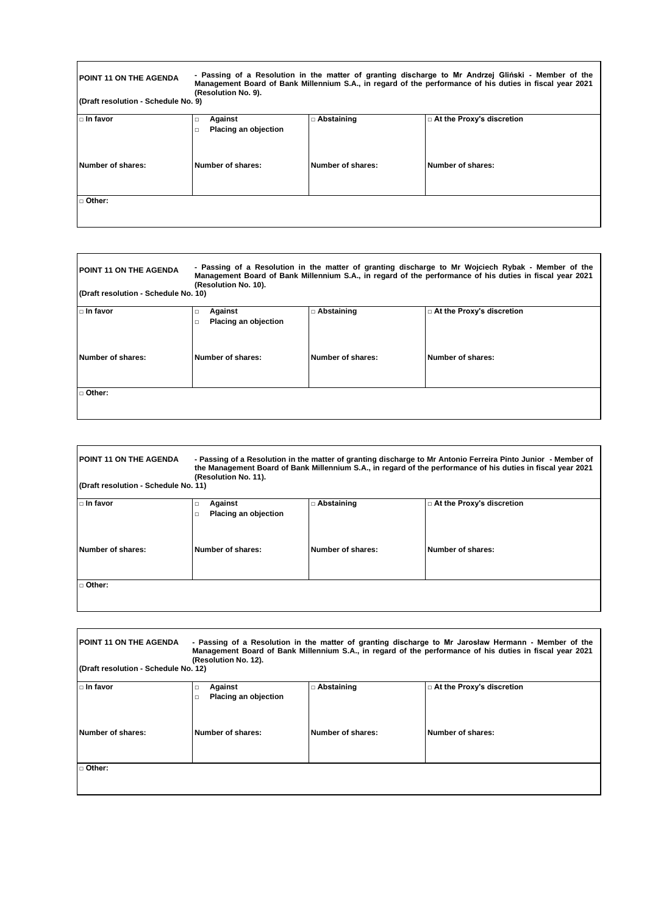| **POINT 11 ON THE AGENDA** | **- Passing of a Resolution in the matter of granting discharge to Mr Andrzej Gliński - Member of the Management Board of Bank Millennium S.A., in regard of the performance of his duties in fiscal year 2021 (Resolution No. 9).** | | |
|---|---|---|---|
| **(Draft resolution - Schedule No. 9)** | | | |
| □ **In favor** | □ **Against**<br>□ **Placing an objection** | □ **Abstaining** | □ **At the Proxy's discretion** |
| **Number of shares:** | **Number of shares:** | **Number of shares:** | **Number of shares:** |
| □ **Other:** | | | |

| **POINT 11 ON THE AGENDA** | **- Passing of a Resolution in the matter of granting discharge to Mr Wojciech Rybak - Member of the Management Board of Bank Millennium S.A., in regard of the performance of his duties in fiscal year 2021 (Resolution No. 10).** | | |
|---|---|---|---|
| **(Draft resolution - Schedule No. 10)** | | | |
| □ **In favor** | □ **Against**<br>□ **Placing an objection** | □ **Abstaining** | □ **At the Proxy's discretion** |
| **Number of shares:** | **Number of shares:** | **Number of shares:** | **Number of shares:** |
| □ **Other:** | | | |

| **POINT 11 ON THE AGENDA** | **- Passing of a Resolution in the matter of granting discharge to Mr Antonio Ferreira Pinto Junior - Member of the Management Board of Bank Millennium S.A., in regard of the performance of his duties in fiscal year 2021 (Resolution No. 11).** | | |
|---|---|---|---|
| **(Draft resolution - Schedule No. 11)** | | | |
| □ **In favor** | □ **Against**<br>□ **Placing an objection** | □ **Abstaining** | □ **At the Proxy's discretion** |
| **Number of shares:** | **Number of shares:** | **Number of shares:** | **Number of shares:** |
| □ **Other:** | | | |

| **POINT 11 ON THE AGENDA** | **- Passing of a Resolution in the matter of granting discharge to Mr Jarosław Hermann - Member of the Management Board of Bank Millennium S.A., in regard of the performance of his duties in fiscal year 2021 (Resolution No. 12).** | | |
|---|---|---|---|
| **(Draft resolution - Schedule No. 12)** | | | |
| □ **In favor** | □ **Against**<br>□ **Placing an objection** | □ **Abstaining** | □ **At the Proxy's discretion** |
| **Number of shares:** | **Number of shares:** | **Number of shares:** | **Number of shares:** |
| □ **Other:** | | | |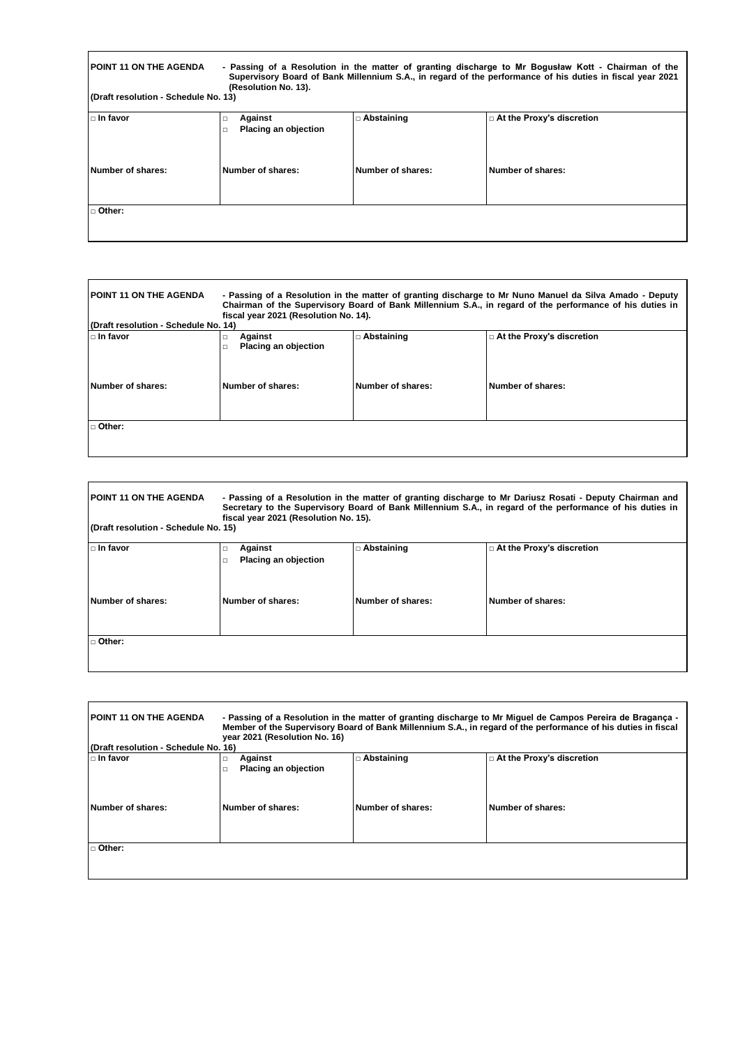| POINT 11 ON THE AGENDA<br><br>(Draft resolution - Schedule No. 13) | - Passing of a Resolution in the matter of granting discharge to Mr Bogusław Kott - Chairman of the Supervisory Board of Bank Millennium S.A., in regard of the performance of his duties in fiscal year 2021 (Resolution No. 13). | | |
|---|---|---|---|
| □ In favor | □ Against<br>□ Placing an objection | □ Abstaining | □ At the Proxy's discretion |
| Number of shares: | Number of shares: | Number of shares: | Number of shares: |
| □ Other: | | | |

| POINT 11 ON THE AGENDA<br><br>(Draft resolution - Schedule No. 14) | - Passing of a Resolution in the matter of granting discharge to Mr Nuno Manuel da Silva Amado - Deputy Chairman of the Supervisory Board of Bank Millennium S.A., in regard of the performance of his duties in fiscal year 2021 (Resolution No. 14). | | |
|---|---|---|---|
| □ In favor | □ Against<br>□ Placing an objection | □ Abstaining | □ At the Proxy's discretion |
| Number of shares: | Number of shares: | Number of shares: | Number of shares: |
| □ Other: | | | |

| POINT 11 ON THE AGENDA<br><br>(Draft resolution - Schedule No. 15) | - Passing of a Resolution in the matter of granting discharge to Mr Dariusz Rosati - Deputy Chairman and Secretary to the Supervisory Board of Bank Millennium S.A., in regard of the performance of his duties in fiscal year 2021 (Resolution No. 15). | | |
|---|---|---|---|
| □ In favor | □ Against<br>□ Placing an objection | □ Abstaining | □ At the Proxy's discretion |
| Number of shares: | Number of shares: | Number of shares: | Number of shares: |
| □ Other: | | | |

| POINT 11 ON THE AGENDA<br><br>(Draft resolution - Schedule No. 16) | - Passing of a Resolution in the matter of granting discharge to Mr Miguel de Campos Pereira de Bragança - Member of the Supervisory Board of Bank Millennium S.A., in regard of the performance of his duties in fiscal year 2021 (Resolution No. 16) | | |
|---|---|---|---|
| □ In favor | □ Against<br>□ Placing an objection | □ Abstaining | □ At the Proxy's discretion |
| Number of shares: | Number of shares: | Number of shares: | Number of shares: |
| □ Other: | | | |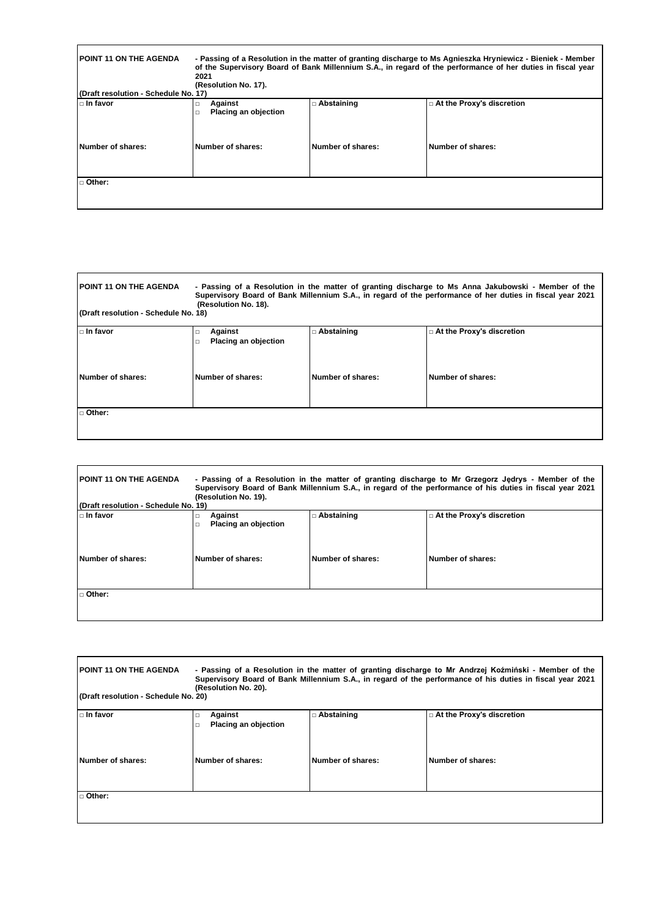| POINT 11 ON THE AGENDA<br><br>(Draft resolution - Schedule No. 17) | - Passing of a Resolution in the matter of granting discharge to Ms Agnieszka Hryniewicz - Bieniek - Member of the Supervisory Board of Bank Millennium S.A., in regard of the performance of her duties in fiscal year 2021 (Resolution No. 17). | | |
|---|---|---|---|
| □ In favor | □ Against<br>□ Placing an objection | □ Abstaining | □ At the Proxy's discretion |
| Number of shares: | Number of shares: | Number of shares: | Number of shares: |
| □ Other: | | | |

| POINT 11 ON THE AGENDA<br><br>(Draft resolution - Schedule No. 18) | - Passing of a Resolution in the matter of granting discharge to Ms Anna Jakubowski - Member of the Supervisory Board of Bank Millennium S.A., in regard of the performance of her duties in fiscal year 2021 (Resolution No. 18). | | |
|---|---|---|---|
| □ In favor | □ Against<br>□ Placing an objection | □ Abstaining | □ At the Proxy's discretion |
| Number of shares: | Number of shares: | Number of shares: | Number of shares: |
| □ Other: | | | |

| POINT 11 ON THE AGENDA<br><br>(Draft resolution - Schedule No. 19) | - Passing of a Resolution in the matter of granting discharge to Mr Grzegorz Jędrys - Member of the Supervisory Board of Bank Millennium S.A., in regard of the performance of his duties in fiscal year 2021 (Resolution No. 19). | | |
|---|---|---|---|
| □ In favor | □ Against<br>□ Placing an objection | □ Abstaining | □ At the Proxy's discretion |
| Number of shares: | Number of shares: | Number of shares: | Number of shares: |
| □ Other: | | | |

| POINT 11 ON THE AGENDA<br><br>(Draft resolution - Schedule No. 20) | - Passing of a Resolution in the matter of granting discharge to Mr Andrzej Koźmiński - Member of the Supervisory Board of Bank Millennium S.A., in regard of the performance of his duties in fiscal year 2021 (Resolution No. 20). | | |
|---|---|---|---|
| □ In favor | □ Against<br>□ Placing an objection | □ Abstaining | □ At the Proxy's discretion |
| Number of shares: | Number of shares: | Number of shares: | Number of shares: |
| □ Other: | | | |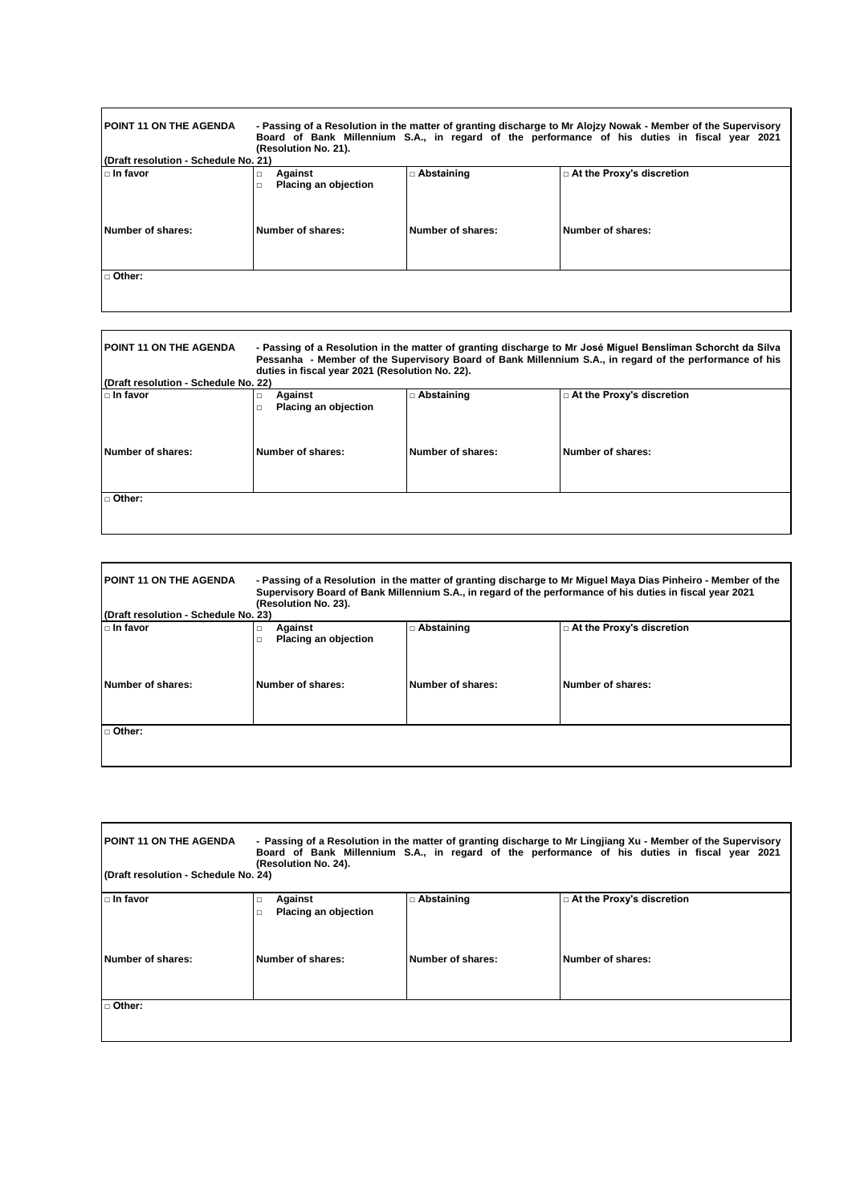| **POINT 11 ON THE AGENDA** (Draft resolution - Schedule No. 21) | **- Passing of a Resolution in the matter of granting discharge to Mr Alojzy Nowak - Member of the Supervisory Board of Bank Millennium S.A., in regard of the performance of his duties in fiscal year 2021 (Resolution No. 21).** | | |
|---|---|---|---|
| □ **In favor** | □ **Against**<br>□ **Placing an objection** | □ **Abstaining** | □ **At the Proxy's discretion** |
| **Number of shares:** | **Number of shares:** | **Number of shares:** | **Number of shares:** |
| □ **Other:** | | | |

| **POINT 11 ON THE AGENDA** (Draft resolution - Schedule No. 22) | **- Passing of a Resolution in the matter of granting discharge to Mr José Miguel Bensliman Schorcht da Silva Pessanha - Member of the Supervisory Board of Bank Millennium S.A., in regard of the performance of his duties in fiscal year 2021 (Resolution No. 22).** | | |
|---|---|---|---|
| □ **In favor** | □ **Against**<br>□ **Placing an objection** | □ **Abstaining** | □ **At the Proxy's discretion** |
| **Number of shares:** | **Number of shares:** | **Number of shares:** | **Number of shares:** |
| □ **Other:** | | | |

| **POINT 11 ON THE AGENDA** (Draft resolution - Schedule No. 23) | **- Passing of a Resolution in the matter of granting discharge to Mr Miguel Maya Dias Pinheiro - Member of the Supervisory Board of Bank Millennium S.A., in regard of the performance of his duties in fiscal year 2021 (Resolution No. 23).** | | |
|---|---|---|---|
| □ **In favor** | □ **Against**<br>□ **Placing an objection** | □ **Abstaining** | □ **At the Proxy's discretion** |
| **Number of shares:** | **Number of shares:** | **Number of shares:** | **Number of shares:** |
| □ **Other:** | | | |

| **POINT 11 ON THE AGENDA** (Draft resolution - Schedule No. 24) | **- Passing of a Resolution in the matter of granting discharge to Mr Lingjiang Xu - Member of the Supervisory Board of Bank Millennium S.A., in regard of the performance of his duties in fiscal year 2021 (Resolution No. 24).** | | |
|---|---|---|---|
| □ **In favor** | □ **Against**<br>□ **Placing an objection** | □ **Abstaining** | □ **At the Proxy's discretion** |
| **Number of shares:** | **Number of shares:** | **Number of shares:** | **Number of shares:** |
| □ **Other:** | | | |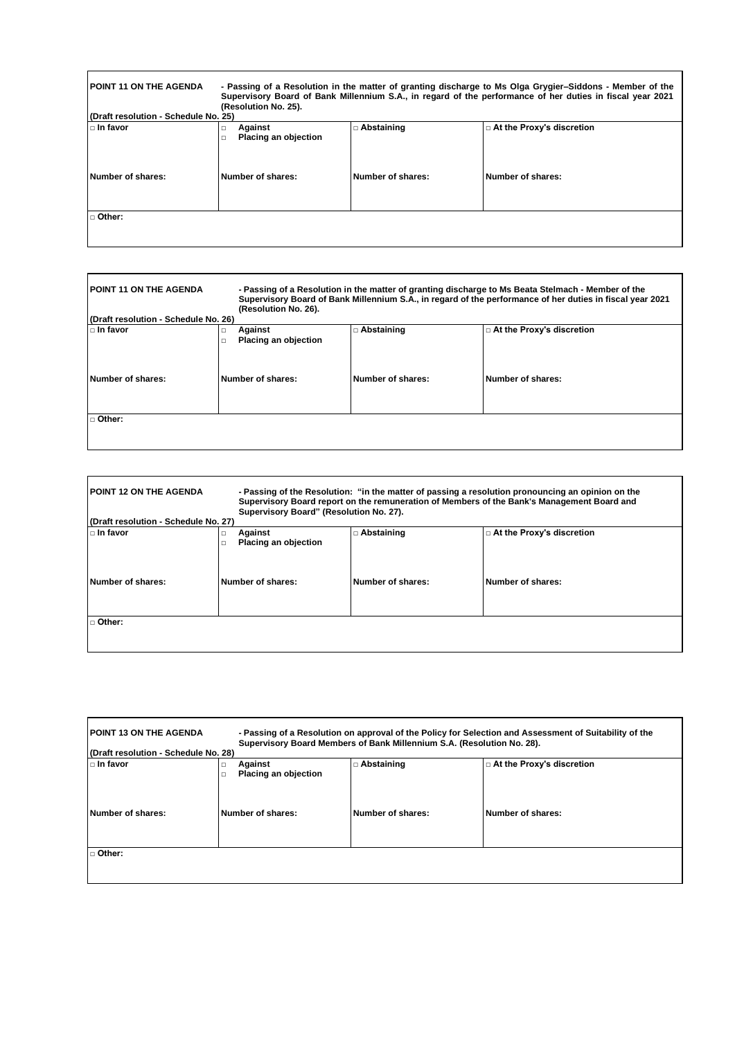| POINT 11 ON THE AGENDA<br><br>(Draft resolution - Schedule No. 25) | - Passing of a Resolution in the matter of granting discharge to Ms Olga Grygier–Siddons - Member of the Supervisory Board of Bank Millennium S.A., in regard of the performance of her duties in fiscal year 2021 (Resolution No. 25). | | |
|---|---|---|---|
| □ In favor | □ Against<br>□ Placing an objection | □ Abstaining | □ At the Proxy's discretion |
| Number of shares: | Number of shares: | Number of shares: | Number of shares: |
| □ Other: | | | |

| POINT 11 ON THE AGENDA<br><br>(Draft resolution - Schedule No. 26) | - Passing of a Resolution in the matter of granting discharge to Ms Beata Stelmach - Member of the Supervisory Board of Bank Millennium S.A., in regard of the performance of her duties in fiscal year 2021 (Resolution No. 26). | | |
|---|---|---|---|
| □ In favor | □ Against<br>□ Placing an objection | □ Abstaining | □ At the Proxy's discretion |
| Number of shares: | Number of shares: | Number of shares: | Number of shares: |
| □ Other: | | | |

| POINT 12 ON THE AGENDA<br><br>(Draft resolution - Schedule No. 27) | - Passing of the Resolution: "in the matter of passing a resolution pronouncing an opinion on the Supervisory Board report on the remuneration of Members of the Bank's Management Board and Supervisory Board" (Resolution No. 27). | | |
|---|---|---|---|
| □ In favor | □ Against<br>□ Placing an objection | □ Abstaining | □ At the Proxy's discretion |
| Number of shares: | Number of shares: | Number of shares: | Number of shares: |
| □ Other: | | | |

| POINT 13 ON THE AGENDA<br><br>(Draft resolution - Schedule No. 28) | - Passing of a Resolution on approval of the Policy for Selection and Assessment of Suitability of the Supervisory Board Members of Bank Millennium S.A. (Resolution No. 28). | | |
|---|---|---|---|
| □ In favor | □ Against<br>□ Placing an objection | □ Abstaining | □ At the Proxy's discretion |
| Number of shares: | Number of shares: | Number of shares: | Number of shares: |
| □ Other: | | | |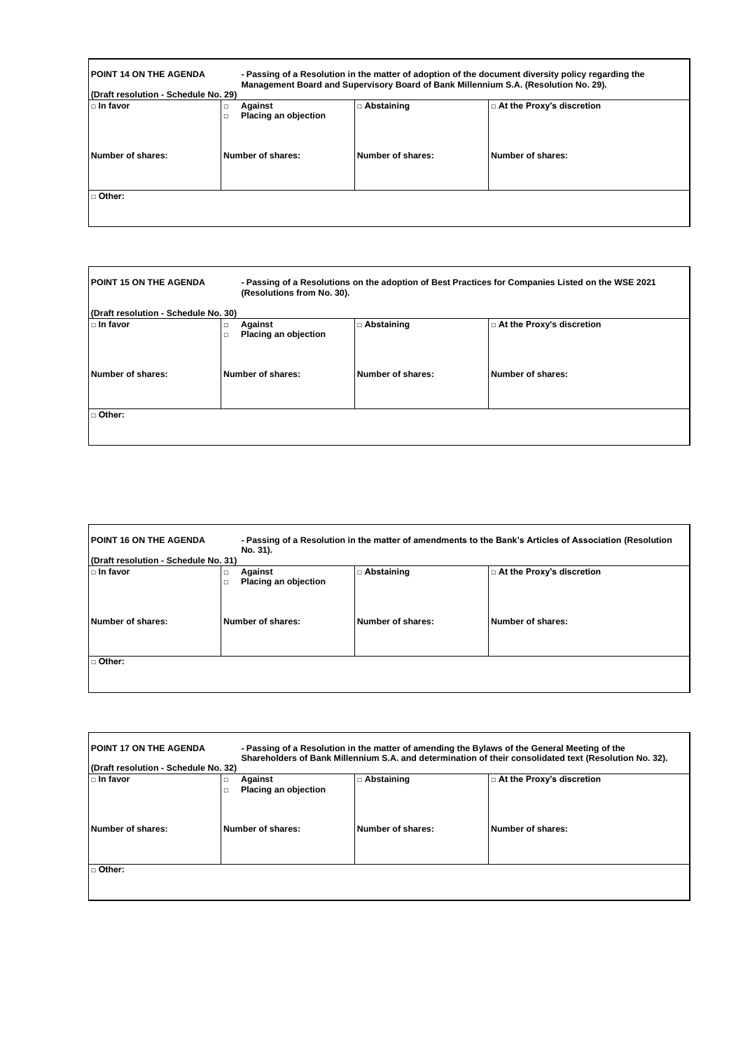| POINT 14 ON THE AGENDA (Draft resolution - Schedule No. 29) | - Passing of a Resolution in the matter of adoption of the document diversity policy regarding the Management Board and Supervisory Board of Bank Millennium S.A. (Resolution No. 29). | | |
|---|---|---|---|
| □ In favor | □ Against<br>□ Placing an objection | □ Abstaining | □ At the Proxy's discretion |
| Number of shares: | Number of shares: | Number of shares: | Number of shares: |
| □ Other: | | | |

| POINT 15 ON THE AGENDA (Draft resolution - Schedule No. 30) | - Passing of a Resolutions on the adoption of Best Practices for Companies Listed on the WSE 2021 (Resolutions from No. 30). | | |
|---|---|---|---|
| □ In favor | □ Against<br>□ Placing an objection | □ Abstaining | □ At the Proxy's discretion |
| Number of shares: | Number of shares: | Number of shares: | Number of shares: |
| □ Other: | | | |

| POINT 16 ON THE AGENDA (Draft resolution - Schedule No. 31) | - Passing of a Resolution in the matter of amendments to the Bank's Articles of Association (Resolution No. 31). | | |
|---|---|---|---|
| □ In favor | □ Against<br>□ Placing an objection | □ Abstaining | □ At the Proxy's discretion |
| Number of shares: | Number of shares: | Number of shares: | Number of shares: |
| □ Other: | | | |

| POINT 17 ON THE AGENDA (Draft resolution - Schedule No. 32) | - Passing of a Resolution in the matter of amending the Bylaws of the General Meeting of the Shareholders of Bank Millennium S.A. and determination of their consolidated text (Resolution No. 32). | | |
|---|---|---|---|
| □ In favor | □ Against<br>□ Placing an objection | □ Abstaining | □ At the Proxy's discretion |
| Number of shares: | Number of shares: | Number of shares: | Number of shares: |
| □ Other: | | | |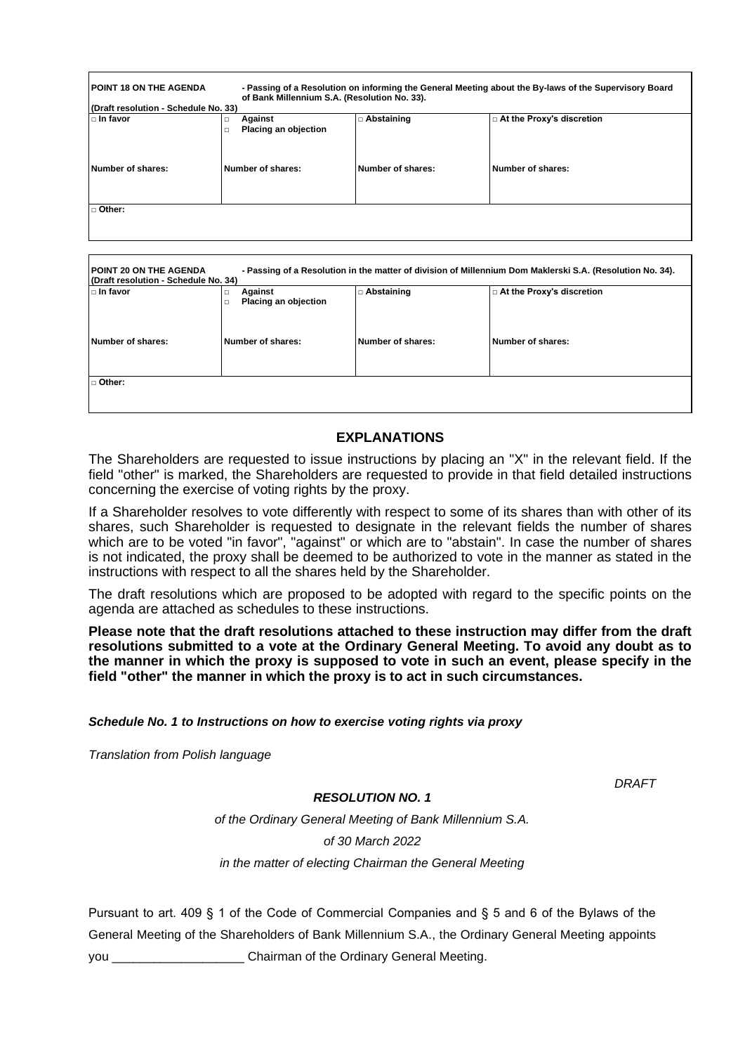| POINT 18 ON THE AGENDA (Draft resolution - Schedule No. 33) | - Passing of a Resolution on informing the General Meeting about the By-laws of the Supervisory Board of Bank Millennium S.A. (Resolution No. 33). | | |
|---|---|---|---|
| □ In favor | □ Against □ Placing an objection | □ Abstaining | □ At the Proxy's discretion |
| Number of shares: | Number of shares: | Number of shares: | Number of shares: |
| □ Other: | | | |

| POINT 20 ON THE AGENDA (Draft resolution - Schedule No. 34) | - Passing of a Resolution in the matter of division of Millennium Dom Maklerski S.A. (Resolution No. 34). | | |
|---|---|---|---|
| □ In favor | □ Against □ Placing an objection | □ Abstaining | □ At the Proxy's discretion |
| Number of shares: | Number of shares: | Number of shares: | Number of shares: |
| □ Other: | | | |

## EXPLANATIONS

The Shareholders are requested to issue instructions by placing an "X" in the relevant field. If the field "other" is marked, the Shareholders are requested to provide in that field detailed instructions concerning the exercise of voting rights by the proxy.

If a Shareholder resolves to vote differently with respect to some of its shares than with other of its shares, such Shareholder is requested to designate in the relevant fields the number of shares which are to be voted "in favor", "against" or which are to "abstain". In case the number of shares is not indicated, the proxy shall be deemed to be authorized to vote in the manner as stated in the instructions with respect to all the shares held by the Shareholder.

The draft resolutions which are proposed to be adopted with regard to the specific points on the agenda are attached as schedules to these instructions.

**Please note that the draft resolutions attached to these instruction may differ from the draft resolutions submitted to a vote at the Ordinary General Meeting. To avoid any doubt as to the manner in which the proxy is supposed to vote in such an event, please specify in the field "other" the manner in which the proxy is to act in such circumstances.**

***Schedule No. 1 to Instructions on how to exercise voting rights via proxy***

*Translation from Polish language*

*DRAFT*

***RESOLUTION NO. 1***

*of the Ordinary General Meeting of Bank Millennium S.A.*

*of 30 March 2022*

*in the matter of electing Chairman the General Meeting*

Pursuant to art. 409 § 1 of the Code of Commercial Companies and § 5 and 6 of the Bylaws of the General Meeting of the Shareholders of Bank Millennium S.A., the Ordinary General Meeting appoints you ___________________ Chairman of the Ordinary General Meeting.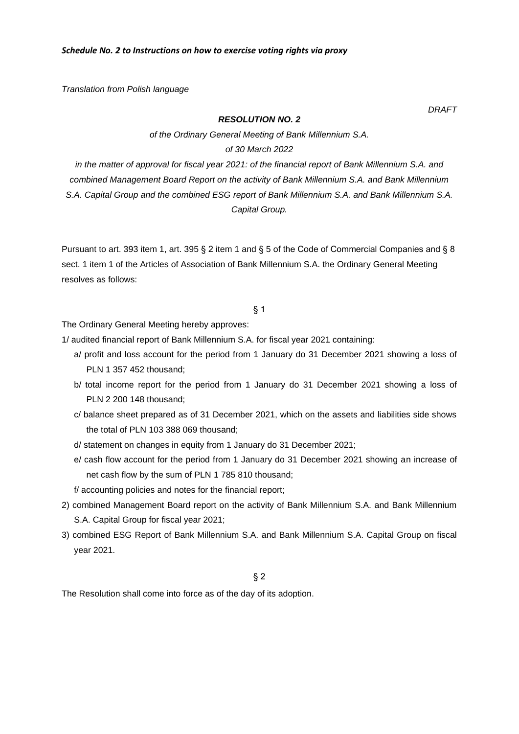***Schedule No. 2 to Instructions on how to exercise voting rights via proxy***

*Translation from Polish language*

*DRAFT*

***RESOLUTION NO. 2***

*of the Ordinary General Meeting of Bank Millennium S.A.*

*of 30 March 2022*

*in the matter of approval for fiscal year 2021: of the financial report of Bank Millennium S.A. and combined Management Board Report on the activity of Bank Millennium S.A. and Bank Millennium S.A. Capital Group and the combined ESG report of Bank Millennium S.A. and Bank Millennium S.A. Capital Group.*

Pursuant to art. 393 item 1, art. 395 § 2 item 1 and § 5 of the Code of Commercial Companies and § 8 sect. 1 item 1 of the Articles of Association of Bank Millennium S.A. the Ordinary General Meeting resolves as follows:

§ 1

The Ordinary General Meeting hereby approves:

1/ audited financial report of Bank Millennium S.A. for fiscal year 2021 containing:

a/ profit and loss account for the period from 1 January do 31 December 2021 showing a loss of PLN 1 357 452 thousand;

b/ total income report for the period from 1 January do 31 December 2021 showing a loss of PLN 2 200 148 thousand;

c/ balance sheet prepared as of 31 December 2021, which on the assets and liabilities side shows the total of PLN 103 388 069 thousand;

d/ statement on changes in equity from 1 January do 31 December 2021;

e/ cash flow account for the period from 1 January do 31 December 2021 showing an increase of net cash flow by the sum of PLN 1 785 810 thousand;

f/ accounting policies and notes for the financial report;

2) combined Management Board report on the activity of Bank Millennium S.A. and Bank Millennium S.A. Capital Group for fiscal year 2021;

3) combined ESG Report of Bank Millennium S.A. and Bank Millennium S.A. Capital Group on fiscal year 2021.

§ 2

The Resolution shall come into force as of the day of its adoption.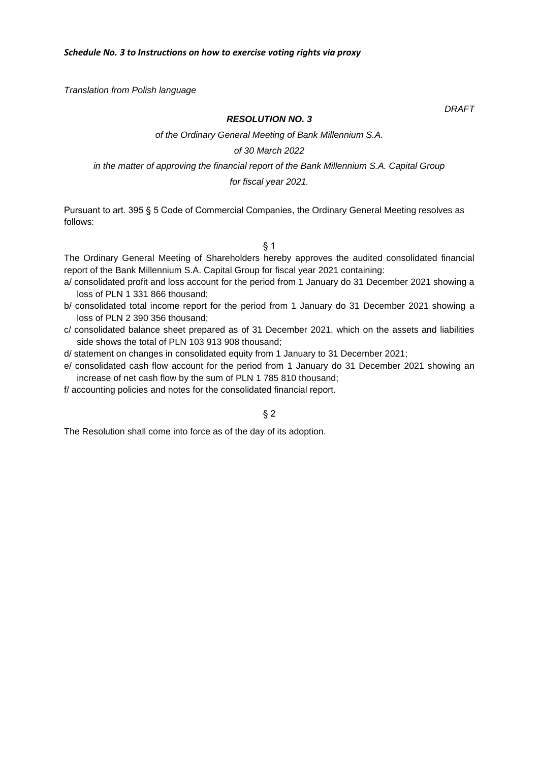***Schedule No. 3 to Instructions on how to exercise voting rights via proxy***

*Translation from Polish language*

*DRAFT*

***RESOLUTION NO. 3***

*of the Ordinary General Meeting of Bank Millennium S.A.*

*of 30 March 2022*

*in the matter of approving the financial report of the Bank Millennium S.A. Capital Group*

*for fiscal year 2021.*

Pursuant to art. 395 § 5 Code of Commercial Companies, the Ordinary General Meeting resolves as follows:

§ 1

The Ordinary General Meeting of Shareholders hereby approves the audited consolidated financial report of the Bank Millennium S.A. Capital Group for fiscal year 2021 containing:

a/ consolidated profit and loss account for the period from 1 January do 31 December 2021 showing a loss of PLN 1 331 866 thousand;

b/ consolidated total income report for the period from 1 January do 31 December 2021 showing a loss of PLN 2 390 356 thousand;

c/ consolidated balance sheet prepared as of 31 December 2021, which on the assets and liabilities side shows the total of PLN 103 913 908 thousand;

d/ statement on changes in consolidated equity from 1 January to 31 December 2021;

e/ consolidated cash flow account for the period from 1 January do 31 December 2021 showing an increase of net cash flow by the sum of PLN 1 785 810 thousand;

f/ accounting policies and notes for the consolidated financial report.

§ 2

The Resolution shall come into force as of the day of its adoption.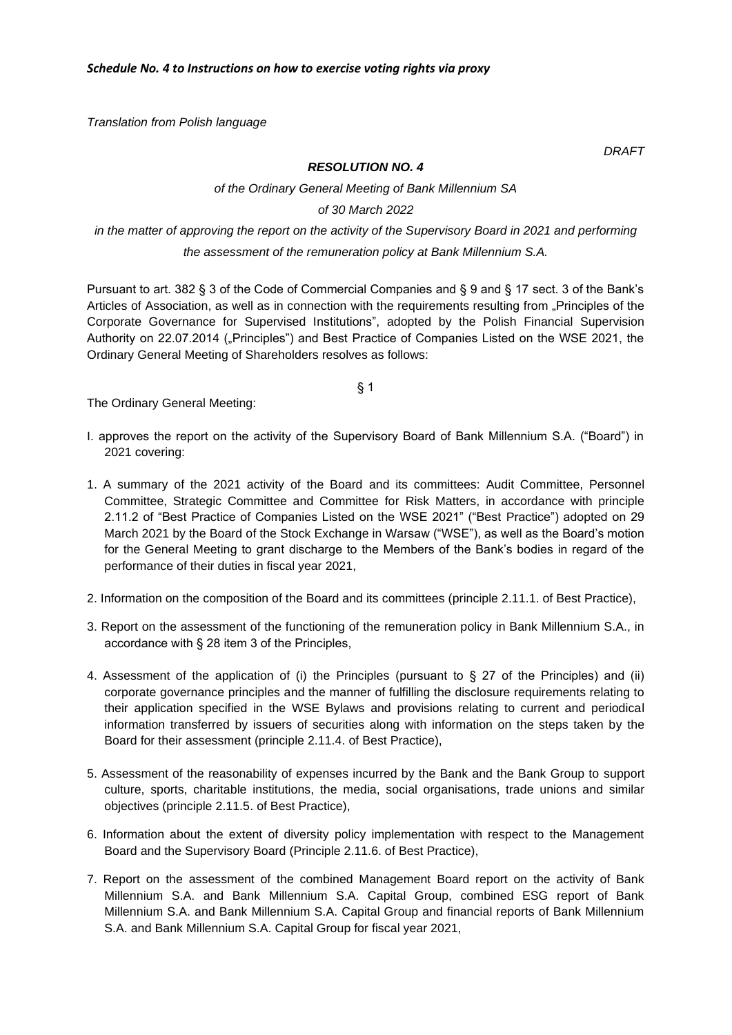***Schedule No. 4 to Instructions on how to exercise voting rights via proxy***

*Translation from Polish language*

*DRAFT*

***RESOLUTION NO. 4***

*of the Ordinary General Meeting of Bank Millennium SA*

*of 30 March 2022*

*in the matter of approving the report on the activity of the Supervisory Board in 2021 and performing the assessment of the remuneration policy at Bank Millennium S.A.*

Pursuant to art. 382 § 3 of the Code of Commercial Companies and § 9 and § 17 sect. 3 of the Bank's Articles of Association, as well as in connection with the requirements resulting from „Principles of the Corporate Governance for Supervised Institutions", adopted by the Polish Financial Supervision Authority on 22.07.2014 („Principles") and Best Practice of Companies Listed on the WSE 2021, the Ordinary General Meeting of Shareholders resolves as follows:

§ 1

The Ordinary General Meeting:

I. approves the report on the activity of the Supervisory Board of Bank Millennium S.A. ("Board") in 2021 covering:

1. A summary of the 2021 activity of the Board and its committees: Audit Committee, Personnel Committee, Strategic Committee and Committee for Risk Matters, in accordance with principle 2.11.2 of "Best Practice of Companies Listed on the WSE 2021" ("Best Practice") adopted on 29 March 2021 by the Board of the Stock Exchange in Warsaw ("WSE"), as well as the Board's motion for the General Meeting to grant discharge to the Members of the Bank's bodies in regard of the performance of their duties in fiscal year 2021,

2. Information on the composition of the Board and its committees (principle 2.11.1. of Best Practice),

3. Report on the assessment of the functioning of the remuneration policy in Bank Millennium S.A., in accordance with § 28 item 3 of the Principles,

4. Assessment of the application of (i) the Principles (pursuant to § 27 of the Principles) and (ii) corporate governance principles and the manner of fulfilling the disclosure requirements relating to their application specified in the WSE Bylaws and provisions relating to current and periodical information transferred by issuers of securities along with information on the steps taken by the Board for their assessment (principle 2.11.4. of Best Practice),

5. Assessment of the reasonability of expenses incurred by the Bank and the Bank Group to support culture, sports, charitable institutions, the media, social organisations, trade unions and similar objectives (principle 2.11.5. of Best Practice),

6. Information about the extent of diversity policy implementation with respect to the Management Board and the Supervisory Board (Principle 2.11.6. of Best Practice),

7. Report on the assessment of the combined Management Board report on the activity of Bank Millennium S.A. and Bank Millennium S.A. Capital Group, combined ESG report of Bank Millennium S.A. and Bank Millennium S.A. Capital Group and financial reports of Bank Millennium S.A. and Bank Millennium S.A. Capital Group for fiscal year 2021,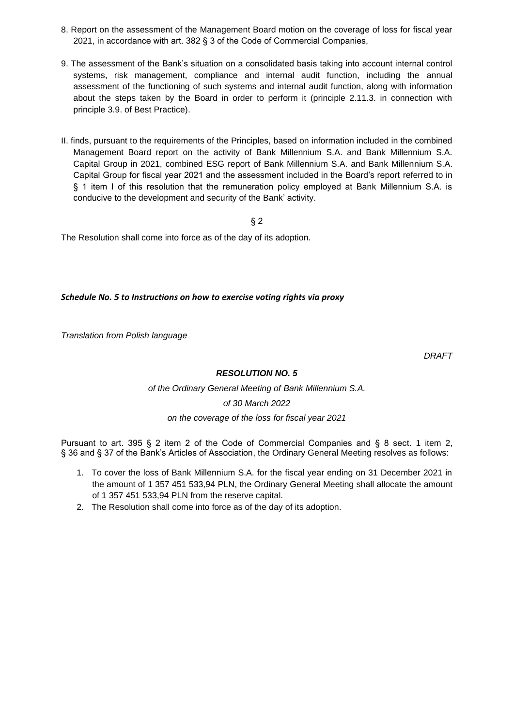8. Report on the assessment of the Management Board motion on the coverage of loss for fiscal year 2021, in accordance with art. 382 § 3 of the Code of Commercial Companies,

9. The assessment of the Bank's situation on a consolidated basis taking into account internal control systems, risk management, compliance and internal audit function, including the annual assessment of the functioning of such systems and internal audit function, along with information about the steps taken by the Board in order to perform it (principle 2.11.3. in connection with principle 3.9. of Best Practice).

II. finds, pursuant to the requirements of the Principles, based on information included in the combined Management Board report on the activity of Bank Millennium S.A. and Bank Millennium S.A. Capital Group in 2021, combined ESG report of Bank Millennium S.A. and Bank Millennium S.A. Capital Group for fiscal year 2021 and the assessment included in the Board's report referred to in § 1 item I of this resolution that the remuneration policy employed at Bank Millennium S.A. is conducive to the development and security of the Bank' activity.

§ 2

The Resolution shall come into force as of the day of its adoption.

***Schedule No. 5 to Instructions on how to exercise voting rights via proxy***

*Translation from Polish language*

*DRAFT*

***RESOLUTION NO. 5***

*of the Ordinary General Meeting of Bank Millennium S.A.*

*of 30 March 2022*

*on the coverage of the loss for fiscal year 2021*

Pursuant to art. 395 § 2 item 2 of the Code of Commercial Companies and § 8 sect. 1 item 2, § 36 and § 37 of the Bank's Articles of Association, the Ordinary General Meeting resolves as follows:

1. To cover the loss of Bank Millennium S.A. for the fiscal year ending on 31 December 2021 in the amount of 1 357 451 533,94 PLN, the Ordinary General Meeting shall allocate the amount of 1 357 451 533,94 PLN from the reserve capital.
2. The Resolution shall come into force as of the day of its adoption.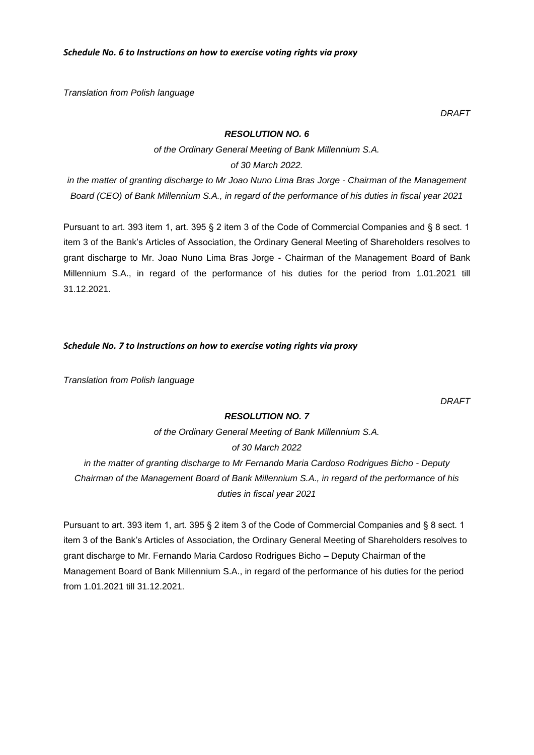***Schedule No. 6 to Instructions on how to exercise voting rights via proxy***

*Translation from Polish language*

*DRAFT*

***RESOLUTION NO. 6***

*of the Ordinary General Meeting of Bank Millennium S.A.*
*of 30 March 2022.*

*in the matter of granting discharge to Mr Joao Nuno Lima Bras Jorge - Chairman of the Management Board (CEO) of Bank Millennium S.A., in regard of the performance of his duties in fiscal year 2021*

Pursuant to art. 393 item 1, art. 395 § 2 item 3 of the Code of Commercial Companies and § 8 sect. 1 item 3 of the Bank's Articles of Association, the Ordinary General Meeting of Shareholders resolves to grant discharge to Mr. Joao Nuno Lima Bras Jorge - Chairman of the Management Board of Bank Millennium S.A., in regard of the performance of his duties for the period from 1.01.2021 till 31.12.2021.

***Schedule No. 7 to Instructions on how to exercise voting rights via proxy***

*Translation from Polish language*

*DRAFT*

***RESOLUTION NO. 7***

*of the Ordinary General Meeting of Bank Millennium S.A.*
*of 30 March 2022*

*in the matter of granting discharge to Mr Fernando Maria Cardoso Rodrigues Bicho - Deputy Chairman of the Management Board of Bank Millennium S.A., in regard of the performance of his duties in fiscal year 2021*

Pursuant to art. 393 item 1, art. 395 § 2 item 3 of the Code of Commercial Companies and § 8 sect. 1 item 3 of the Bank's Articles of Association, the Ordinary General Meeting of Shareholders resolves to grant discharge to Mr. Fernando Maria Cardoso Rodrigues Bicho – Deputy Chairman of the Management Board of Bank Millennium S.A., in regard of the performance of his duties for the period from 1.01.2021 till 31.12.2021.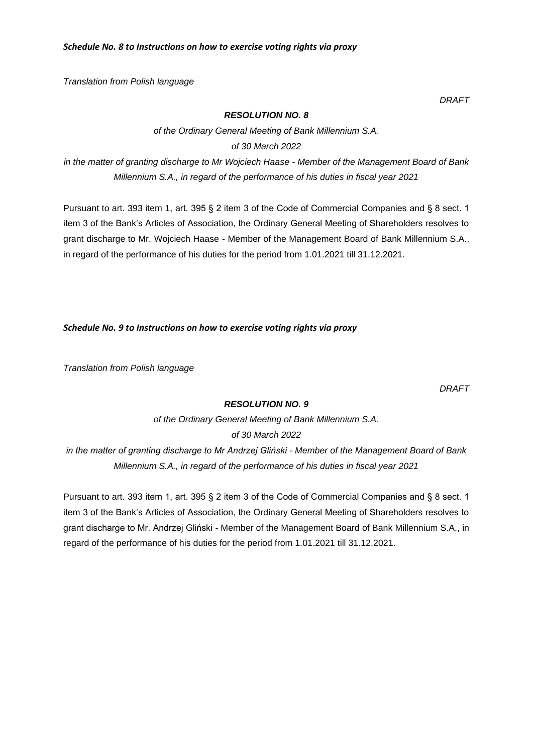***Schedule No. 8 to Instructions on how to exercise voting rights via proxy***

*Translation from Polish language*

*DRAFT*

***RESOLUTION NO. 8***

*of the Ordinary General Meeting of Bank Millennium S.A.*

*of 30 March 2022*

*in the matter of granting discharge to Mr Wojciech Haase - Member of the Management Board of Bank Millennium S.A., in regard of the performance of his duties in fiscal year 2021*

Pursuant to art. 393 item 1, art. 395 § 2 item 3 of the Code of Commercial Companies and § 8 sect. 1 item 3 of the Bank's Articles of Association, the Ordinary General Meeting of Shareholders resolves to grant discharge to Mr. Wojciech Haase - Member of the Management Board of Bank Millennium S.A., in regard of the performance of his duties for the period from 1.01.2021 till 31.12.2021.

***Schedule No. 9 to Instructions on how to exercise voting rights via proxy***

*Translation from Polish language*

*DRAFT*

***RESOLUTION NO. 9***

*of the Ordinary General Meeting of Bank Millennium S.A.*

*of 30 March 2022*

*in the matter of granting discharge to Mr Andrzej Gliński - Member of the Management Board of Bank Millennium S.A., in regard of the performance of his duties in fiscal year 2021*

Pursuant to art. 393 item 1, art. 395 § 2 item 3 of the Code of Commercial Companies and § 8 sect. 1 item 3 of the Bank's Articles of Association, the Ordinary General Meeting of Shareholders resolves to grant discharge to Mr. Andrzej Gliński - Member of the Management Board of Bank Millennium S.A., in regard of the performance of his duties for the period from 1.01.2021 till 31.12.2021.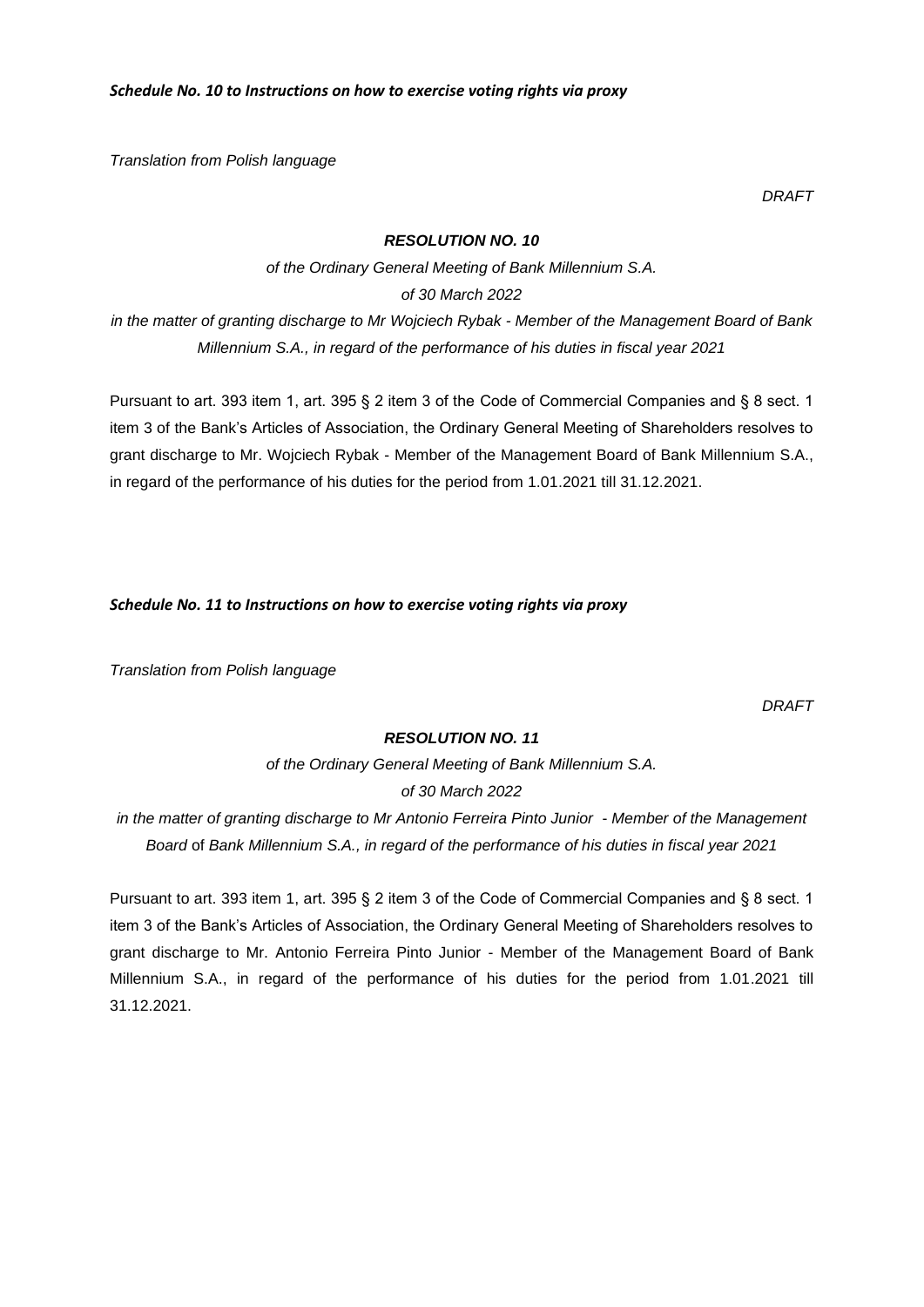***Schedule No. 10 to Instructions on how to exercise voting rights via proxy***

*Translation from Polish language*

*DRAFT*

***RESOLUTION NO. 10***

*of the Ordinary General Meeting of Bank Millennium S.A.*

*of 30 March 2022*

*in the matter of granting discharge to Mr Wojciech Rybak - Member of the Management Board of Bank Millennium S.A., in regard of the performance of his duties in fiscal year 2021*

Pursuant to art. 393 item 1, art. 395 § 2 item 3 of the Code of Commercial Companies and § 8 sect. 1 item 3 of the Bank's Articles of Association, the Ordinary General Meeting of Shareholders resolves to grant discharge to Mr. Wojciech Rybak - Member of the Management Board of Bank Millennium S.A., in regard of the performance of his duties for the period from 1.01.2021 till 31.12.2021.

***Schedule No. 11 to Instructions on how to exercise voting rights via proxy***

*Translation from Polish language*

*DRAFT*

***RESOLUTION NO. 11***

*of the Ordinary General Meeting of Bank Millennium S.A.*

*of 30 March 2022*

*in the matter of granting discharge to Mr Antonio Ferreira Pinto Junior - Member of the Management Board of Bank Millennium S.A., in regard of the performance of his duties in fiscal year 2021*

Pursuant to art. 393 item 1, art. 395 § 2 item 3 of the Code of Commercial Companies and § 8 sect. 1 item 3 of the Bank's Articles of Association, the Ordinary General Meeting of Shareholders resolves to grant discharge to Mr. Antonio Ferreira Pinto Junior - Member of the Management Board of Bank Millennium S.A., in regard of the performance of his duties for the period from 1.01.2021 till 31.12.2021.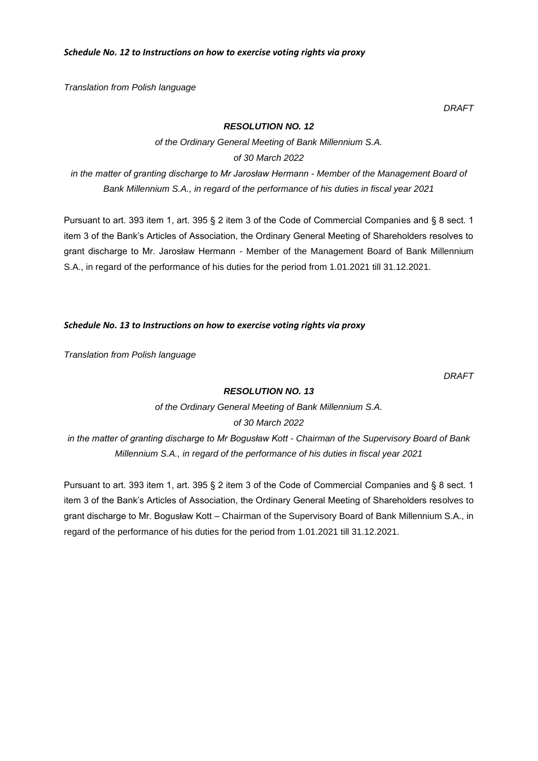***Schedule No. 12 to Instructions on how to exercise voting rights via proxy***

*Translation from Polish language*

*DRAFT*

***RESOLUTION NO. 12***

*of the Ordinary General Meeting of Bank Millennium S.A.*
*of 30 March 2022*
*in the matter of granting discharge to Mr Jarosław Hermann - Member of the Management Board of Bank Millennium S.A., in regard of the performance of his duties in fiscal year 2021*

Pursuant to art. 393 item 1, art. 395 § 2 item 3 of the Code of Commercial Companies and § 8 sect. 1 item 3 of the Bank's Articles of Association, the Ordinary General Meeting of Shareholders resolves to grant discharge to Mr. Jarosław Hermann - Member of the Management Board of Bank Millennium S.A., in regard of the performance of his duties for the period from 1.01.2021 till 31.12.2021.

***Schedule No. 13 to Instructions on how to exercise voting rights via proxy***

*Translation from Polish language*

*DRAFT*

***RESOLUTION NO. 13***

*of the Ordinary General Meeting of Bank Millennium S.A.*
*of 30 March 2022*
*in the matter of granting discharge to Mr Bogusław Kott - Chairman of the Supervisory Board of Bank Millennium S.A., in regard of the performance of his duties in fiscal year 2021*

Pursuant to art. 393 item 1, art. 395 § 2 item 3 of the Code of Commercial Companies and § 8 sect. 1 item 3 of the Bank's Articles of Association, the Ordinary General Meeting of Shareholders resolves to grant discharge to Mr. Bogusław Kott – Chairman of the Supervisory Board of Bank Millennium S.A., in regard of the performance of his duties for the period from 1.01.2021 till 31.12.2021.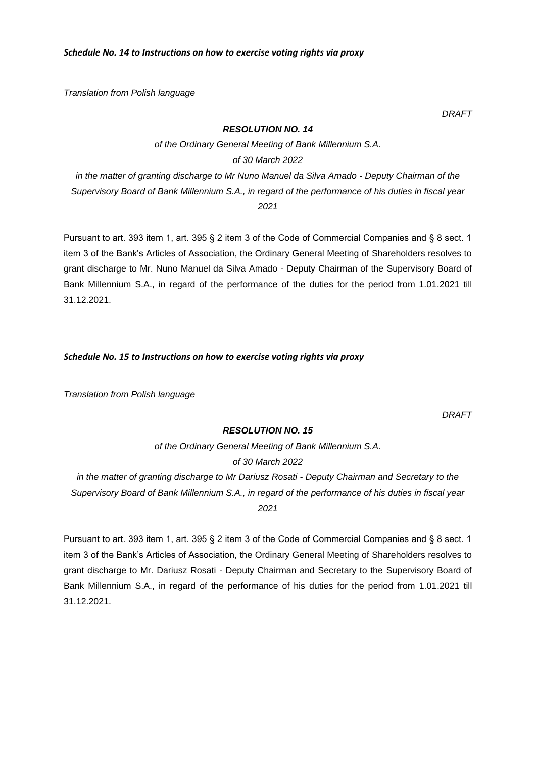***Schedule No. 14 to Instructions on how to exercise voting rights via proxy***

*Translation from Polish language*

*DRAFT*

***RESOLUTION NO. 14***

*of the Ordinary General Meeting of Bank Millennium S.A.*

*of 30 March 2022*

*in the matter of granting discharge to Mr Nuno Manuel da Silva Amado - Deputy Chairman of the Supervisory Board of Bank Millennium S.A., in regard of the performance of his duties in fiscal year 2021*

Pursuant to art. 393 item 1, art. 395 § 2 item 3 of the Code of Commercial Companies and § 8 sect. 1 item 3 of the Bank's Articles of Association, the Ordinary General Meeting of Shareholders resolves to grant discharge to Mr. Nuno Manuel da Silva Amado - Deputy Chairman of the Supervisory Board of Bank Millennium S.A., in regard of the performance of the duties for the period from 1.01.2021 till 31.12.2021.

***Schedule No. 15 to Instructions on how to exercise voting rights via proxy***

*Translation from Polish language*

*DRAFT*

***RESOLUTION NO. 15***

*of the Ordinary General Meeting of Bank Millennium S.A.*

*of 30 March 2022*

*in the matter of granting discharge to Mr Dariusz Rosati - Deputy Chairman and Secretary to the Supervisory Board of Bank Millennium S.A., in regard of the performance of his duties in fiscal year 2021*

Pursuant to art. 393 item 1, art. 395 § 2 item 3 of the Code of Commercial Companies and § 8 sect. 1 item 3 of the Bank's Articles of Association, the Ordinary General Meeting of Shareholders resolves to grant discharge to Mr. Dariusz Rosati - Deputy Chairman and Secretary to the Supervisory Board of Bank Millennium S.A., in regard of the performance of his duties for the period from 1.01.2021 till 31.12.2021.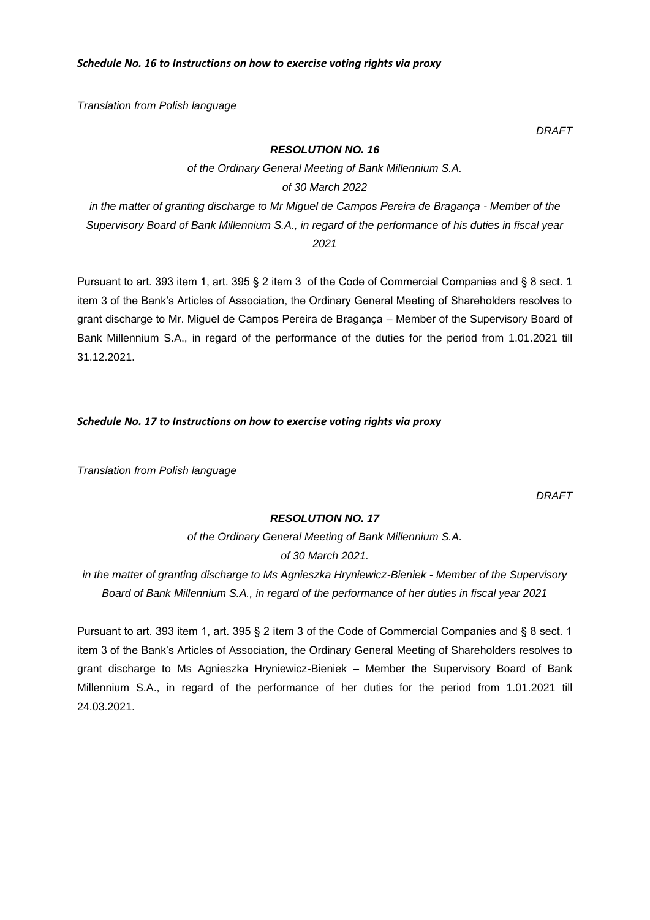***Schedule No. 16 to Instructions on how to exercise voting rights via proxy***

*Translation from Polish language*

*DRAFT*

***RESOLUTION NO. 16***

*of the Ordinary General Meeting of Bank Millennium S.A.*

*of 30 March 2022*

*in the matter of granting discharge to Mr Miguel de Campos Pereira de Bragança - Member of the Supervisory Board of Bank Millennium S.A., in regard of the performance of his duties in fiscal year 2021*

Pursuant to art. 393 item 1, art. 395 § 2 item 3 of the Code of Commercial Companies and § 8 sect. 1 item 3 of the Bank's Articles of Association, the Ordinary General Meeting of Shareholders resolves to grant discharge to Mr. Miguel de Campos Pereira de Bragança – Member of the Supervisory Board of Bank Millennium S.A., in regard of the performance of the duties for the period from 1.01.2021 till 31.12.2021.

***Schedule No. 17 to Instructions on how to exercise voting rights via proxy***

*Translation from Polish language*

*DRAFT*

***RESOLUTION NO. 17***

*of the Ordinary General Meeting of Bank Millennium S.A.*

*of 30 March 2021.*

*in the matter of granting discharge to Ms Agnieszka Hryniewicz-Bieniek - Member of the Supervisory Board of Bank Millennium S.A., in regard of the performance of her duties in fiscal year 2021*

Pursuant to art. 393 item 1, art. 395 § 2 item 3 of the Code of Commercial Companies and § 8 sect. 1 item 3 of the Bank's Articles of Association, the Ordinary General Meeting of Shareholders resolves to grant discharge to Ms Agnieszka Hryniewicz-Bieniek – Member the Supervisory Board of Bank Millennium S.A., in regard of the performance of her duties for the period from 1.01.2021 till 24.03.2021.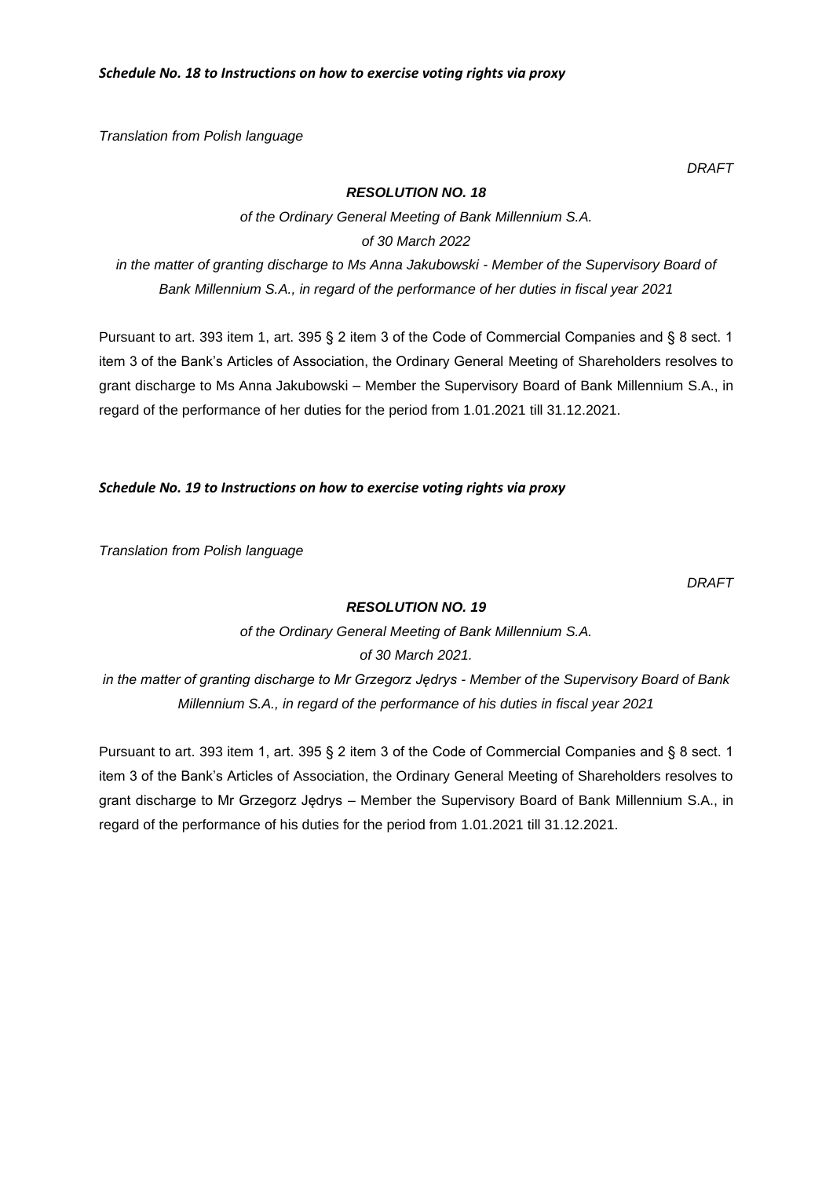***Schedule No. 18 to Instructions on how to exercise voting rights via proxy***

*Translation from Polish language*

*DRAFT*

### *RESOLUTION NO. 18*

*of the Ordinary General Meeting of Bank Millennium S.A.*

*of 30 March 2022*

*in the matter of granting discharge to Ms Anna Jakubowski - Member of the Supervisory Board of Bank Millennium S.A., in regard of the performance of her duties in fiscal year 2021*

Pursuant to art. 393 item 1, art. 395 § 2 item 3 of the Code of Commercial Companies and § 8 sect. 1 item 3 of the Bank's Articles of Association, the Ordinary General Meeting of Shareholders resolves to grant discharge to Ms Anna Jakubowski – Member the Supervisory Board of Bank Millennium S.A., in regard of the performance of her duties for the period from 1.01.2021 till 31.12.2021.

***Schedule No. 19 to Instructions on how to exercise voting rights via proxy***

*Translation from Polish language*

*DRAFT*

### *RESOLUTION NO. 19*

*of the Ordinary General Meeting of Bank Millennium S.A.*

*of 30 March 2021.*

*in the matter of granting discharge to Mr Grzegorz Jędrys - Member of the Supervisory Board of Bank Millennium S.A., in regard of the performance of his duties in fiscal year 2021*

Pursuant to art. 393 item 1, art. 395 § 2 item 3 of the Code of Commercial Companies and § 8 sect. 1 item 3 of the Bank's Articles of Association, the Ordinary General Meeting of Shareholders resolves to grant discharge to Mr Grzegorz Jędrys – Member the Supervisory Board of Bank Millennium S.A., in regard of the performance of his duties for the period from 1.01.2021 till 31.12.2021.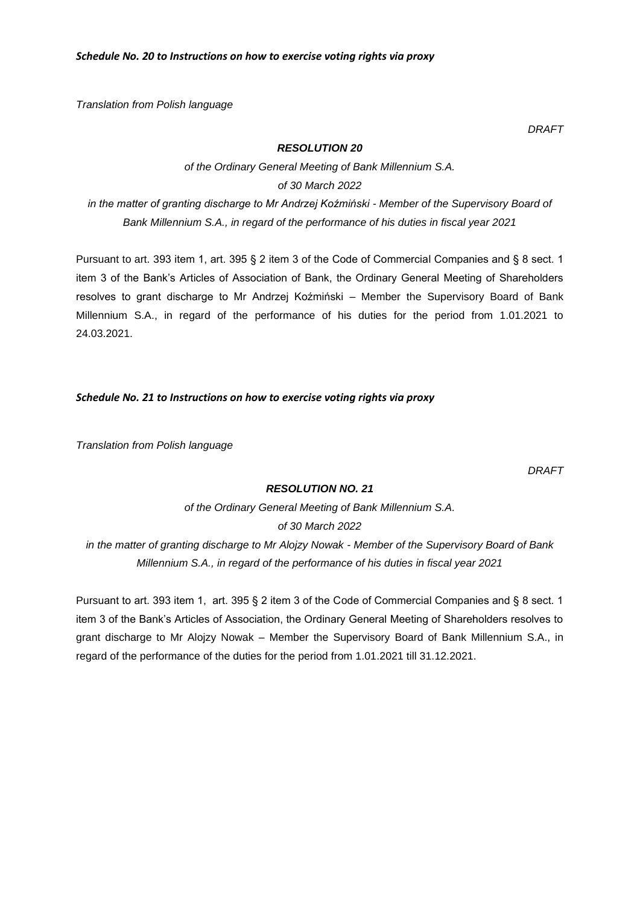***Schedule No. 20 to Instructions on how to exercise voting rights via proxy***

*Translation from Polish language*

*DRAFT*

***RESOLUTION 20***

*of the Ordinary General Meeting of Bank Millennium S.A.*

*of 30 March 2022*

*in the matter of granting discharge to Mr Andrzej Koźmiński - Member of the Supervisory Board of Bank Millennium S.A., in regard of the performance of his duties in fiscal year 2021*

Pursuant to art. 393 item 1, art. 395 § 2 item 3 of the Code of Commercial Companies and § 8 sect. 1 item 3 of the Bank's Articles of Association of Bank, the Ordinary General Meeting of Shareholders resolves to grant discharge to Mr Andrzej Koźmiński – Member the Supervisory Board of Bank Millennium S.A., in regard of the performance of his duties for the period from 1.01.2021 to 24.03.2021.

***Schedule No. 21 to Instructions on how to exercise voting rights via proxy***

*Translation from Polish language*

*DRAFT*

***RESOLUTION NO. 21***

*of the Ordinary General Meeting of Bank Millennium S.A.*

*of 30 March 2022*

*in the matter of granting discharge to Mr Alojzy Nowak - Member of the Supervisory Board of Bank Millennium S.A., in regard of the performance of his duties in fiscal year 2021*

Pursuant to art. 393 item 1, art. 395 § 2 item 3 of the Code of Commercial Companies and § 8 sect. 1 item 3 of the Bank's Articles of Association, the Ordinary General Meeting of Shareholders resolves to grant discharge to Mr Alojzy Nowak – Member the Supervisory Board of Bank Millennium S.A., in regard of the performance of the duties for the period from 1.01.2021 till 31.12.2021.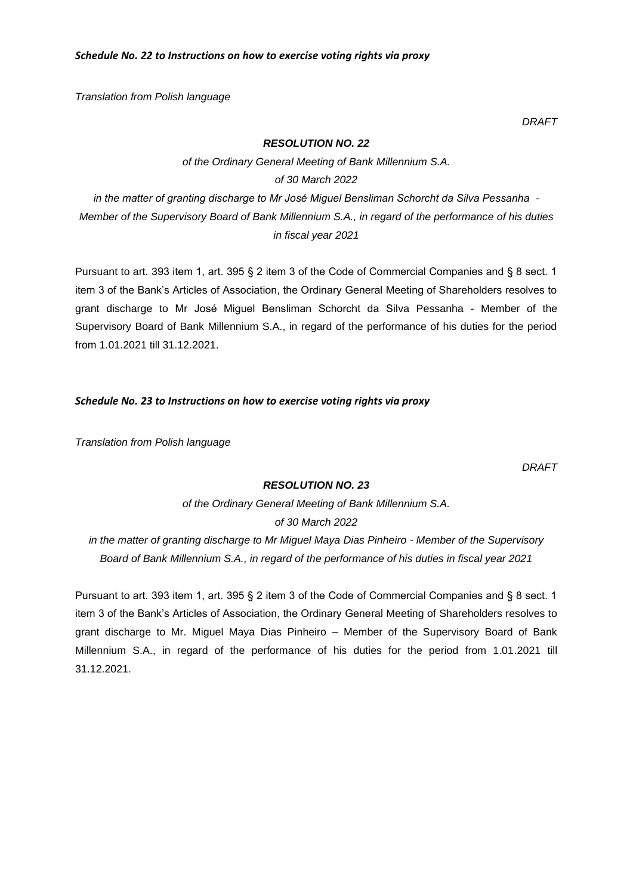***Schedule No. 22 to Instructions on how to exercise voting rights via proxy***

*Translation from Polish language*

*DRAFT*

### ***RESOLUTION NO. 22***

*of the Ordinary General Meeting of Bank Millennium S.A.*
*of 30 March 2022*

*in the matter of granting discharge to Mr José Miguel Bensliman Schorcht da Silva Pessanha - Member of the Supervisory Board of Bank Millennium S.A., in regard of the performance of his duties in fiscal year 2021*

Pursuant to art. 393 item 1, art. 395 § 2 item 3 of the Code of Commercial Companies and § 8 sect. 1 item 3 of the Bank's Articles of Association, the Ordinary General Meeting of Shareholders resolves to grant discharge to Mr José Miguel Bensliman Schorcht da Silva Pessanha - Member of the Supervisory Board of Bank Millennium S.A., in regard of the performance of his duties for the period from 1.01.2021 till 31.12.2021.

***Schedule No. 23 to Instructions on how to exercise voting rights via proxy***

*Translation from Polish language*

*DRAFT*

### ***RESOLUTION NO. 23***

*of the Ordinary General Meeting of Bank Millennium S.A.*
*of 30 March 2022*

*in the matter of granting discharge to Mr Miguel Maya Dias Pinheiro - Member of the Supervisory Board of Bank Millennium S.A., in regard of the performance of his duties in fiscal year 2021*

Pursuant to art. 393 item 1, art. 395 § 2 item 3 of the Code of Commercial Companies and § 8 sect. 1 item 3 of the Bank's Articles of Association, the Ordinary General Meeting of Shareholders resolves to grant discharge to Mr. Miguel Maya Dias Pinheiro – Member of the Supervisory Board of Bank Millennium S.A., in regard of the performance of his duties for the period from 1.01.2021 till 31.12.2021.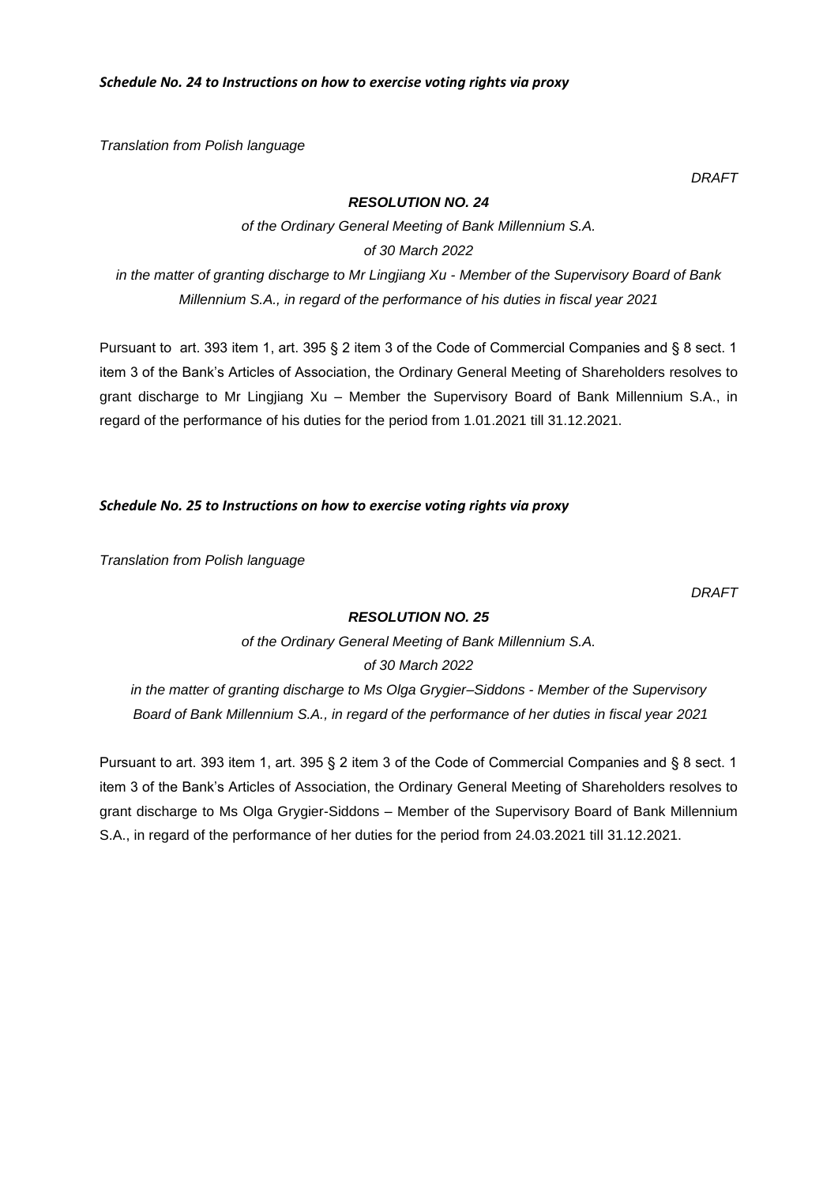***Schedule No. 24 to Instructions on how to exercise voting rights via proxy***

*Translation from Polish language*

*DRAFT*

***RESOLUTION NO. 24***

*of the Ordinary General Meeting of Bank Millennium S.A.*

*of 30 March 2022*

*in the matter of granting discharge to Mr Lingjiang Xu - Member of the Supervisory Board of Bank Millennium S.A., in regard of the performance of his duties in fiscal year 2021*

Pursuant to art. 393 item 1, art. 395 § 2 item 3 of the Code of Commercial Companies and § 8 sect. 1 item 3 of the Bank's Articles of Association, the Ordinary General Meeting of Shareholders resolves to grant discharge to Mr Lingjiang Xu – Member the Supervisory Board of Bank Millennium S.A., in regard of the performance of his duties for the period from 1.01.2021 till 31.12.2021.

***Schedule No. 25 to Instructions on how to exercise voting rights via proxy***

*Translation from Polish language*

*DRAFT*

***RESOLUTION NO. 25***

*of the Ordinary General Meeting of Bank Millennium S.A.*

*of 30 March 2022*

*in the matter of granting discharge to Ms Olga Grygier–Siddons - Member of the Supervisory Board of Bank Millennium S.A., in regard of the performance of her duties in fiscal year 2021*

Pursuant to art. 393 item 1, art. 395 § 2 item 3 of the Code of Commercial Companies and § 8 sect. 1 item 3 of the Bank's Articles of Association, the Ordinary General Meeting of Shareholders resolves to grant discharge to Ms Olga Grygier-Siddons – Member of the Supervisory Board of Bank Millennium S.A., in regard of the performance of her duties for the period from 24.03.2021 till 31.12.2021.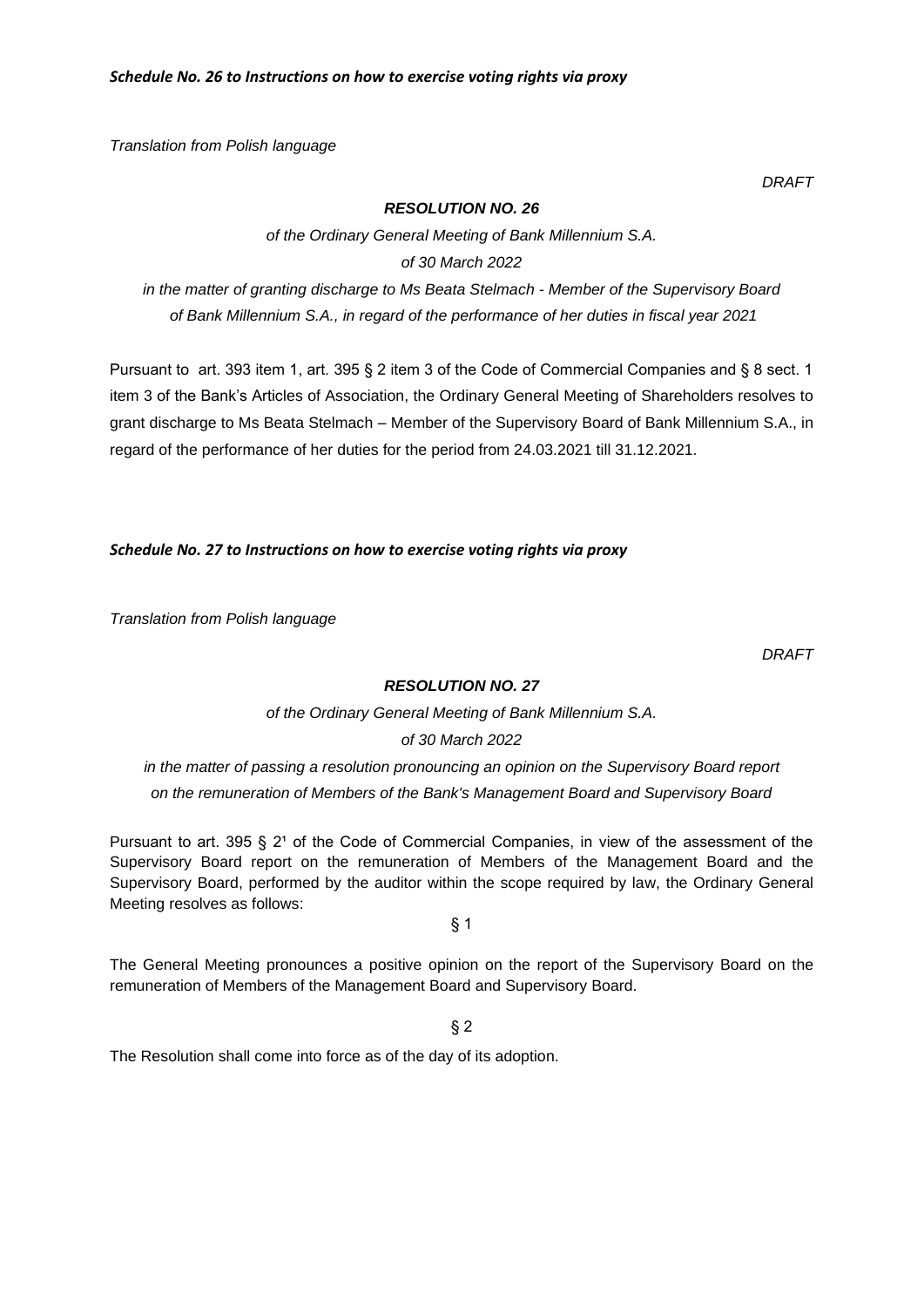***Schedule No. 26 to Instructions on how to exercise voting rights via proxy***

*Translation from Polish language*

*DRAFT*

***RESOLUTION NO. 26***

*of the Ordinary General Meeting of Bank Millennium S.A.*

*of 30 March 2022*

*in the matter of granting discharge to Ms Beata Stelmach - Member of the Supervisory Board of Bank Millennium S.A., in regard of the performance of her duties in fiscal year 2021*

Pursuant to art. 393 item 1, art. 395 § 2 item 3 of the Code of Commercial Companies and § 8 sect. 1 item 3 of the Bank's Articles of Association, the Ordinary General Meeting of Shareholders resolves to grant discharge to Ms Beata Stelmach – Member of the Supervisory Board of Bank Millennium S.A., in regard of the performance of her duties for the period from 24.03.2021 till 31.12.2021.

***Schedule No. 27 to Instructions on how to exercise voting rights via proxy***

*Translation from Polish language*

*DRAFT*

***RESOLUTION NO. 27***

*of the Ordinary General Meeting of Bank Millennium S.A.*

*of 30 March 2022*

*in the matter of passing a resolution pronouncing an opinion on the Supervisory Board report on the remuneration of Members of the Bank's Management Board and Supervisory Board*

Pursuant to art. 395 § 2¹ of the Code of Commercial Companies, in view of the assessment of the Supervisory Board report on the remuneration of Members of the Management Board and the Supervisory Board, performed by the auditor within the scope required by law, the Ordinary General Meeting resolves as follows:

§ 1

The General Meeting pronounces a positive opinion on the report of the Supervisory Board on the remuneration of Members of the Management Board and Supervisory Board.

§ 2

The Resolution shall come into force as of the day of its adoption.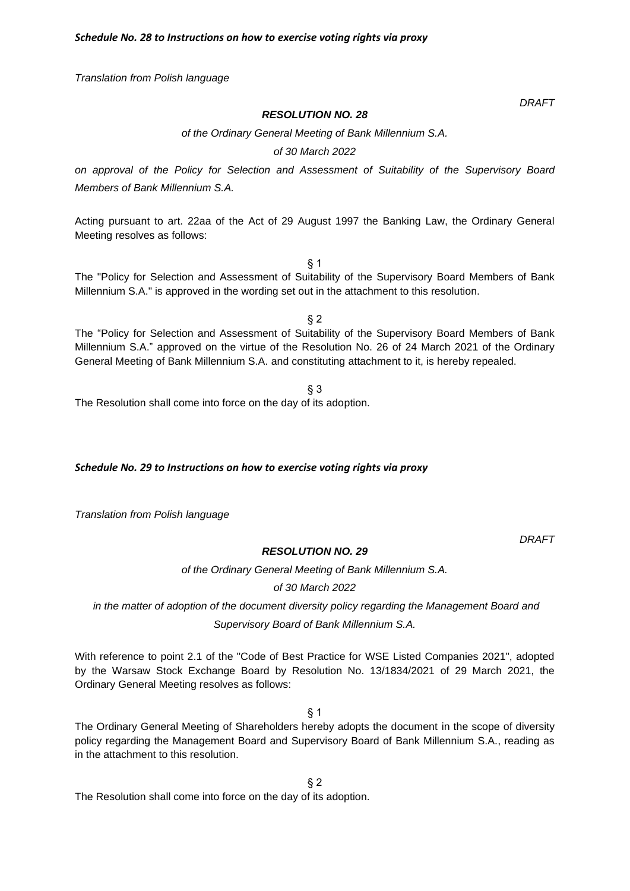***Schedule No. 28 to Instructions on how to exercise voting rights via proxy***

*Translation from Polish language*

*DRAFT*

***RESOLUTION NO. 28***

*of the Ordinary General Meeting of Bank Millennium S.A.*

*of 30 March 2022*

*on approval of the Policy for Selection and Assessment of Suitability of the Supervisory Board Members of Bank Millennium S.A.*

Acting pursuant to art. 22aa of the Act of 29 August 1997 the Banking Law, the Ordinary General Meeting resolves as follows:

§ 1

The "Policy for Selection and Assessment of Suitability of the Supervisory Board Members of Bank Millennium S.A." is approved in the wording set out in the attachment to this resolution.

§ 2

The "Policy for Selection and Assessment of Suitability of the Supervisory Board Members of Bank Millennium S.A." approved on the virtue of the Resolution No. 26 of 24 March 2021 of the Ordinary General Meeting of Bank Millennium S.A. and constituting attachment to it, is hereby repealed.

§ 3

The Resolution shall come into force on the day of its adoption.

***Schedule No. 29 to Instructions on how to exercise voting rights via proxy***

*Translation from Polish language*

*DRAFT*

***RESOLUTION NO. 29***

*of the Ordinary General Meeting of Bank Millennium S.A.*

*of 30 March 2022*

*in the matter of adoption of the document diversity policy regarding the Management Board and Supervisory Board of Bank Millennium S.A.*

With reference to point 2.1 of the "Code of Best Practice for WSE Listed Companies 2021", adopted by the Warsaw Stock Exchange Board by Resolution No. 13/1834/2021 of 29 March 2021, the Ordinary General Meeting resolves as follows:

§ 1

The Ordinary General Meeting of Shareholders hereby adopts the document in the scope of diversity policy regarding the Management Board and Supervisory Board of Bank Millennium S.A., reading as in the attachment to this resolution.

§ 2

The Resolution shall come into force on the day of its adoption.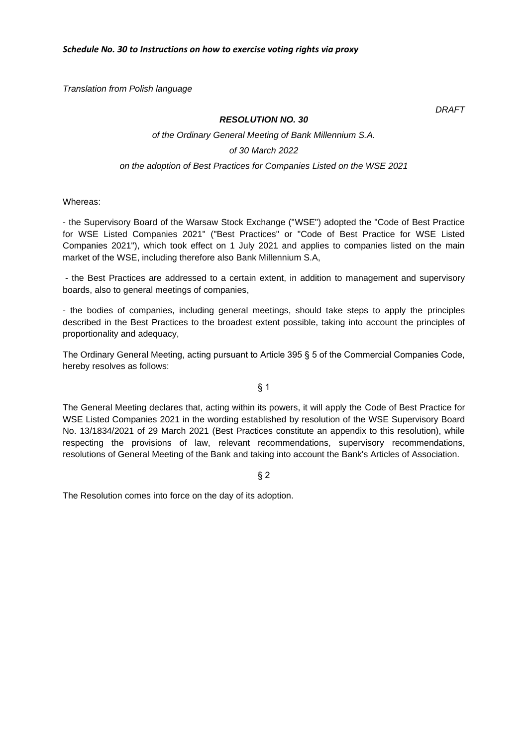***Schedule No. 30 to Instructions on how to exercise voting rights via proxy***

*Translation from Polish language*

*DRAFT*

***RESOLUTION NO. 30***

*of the Ordinary General Meeting of Bank Millennium S.A.*

*of 30 March 2022*

*on the adoption of Best Practices for Companies Listed on the WSE 2021*

Whereas:

- the Supervisory Board of the Warsaw Stock Exchange ("WSE") adopted the "Code of Best Practice for WSE Listed Companies 2021" ("Best Practices" or "Code of Best Practice for WSE Listed Companies 2021"), which took effect on 1 July 2021 and applies to companies listed on the main market of the WSE, including therefore also Bank Millennium S.A,

- the Best Practices are addressed to a certain extent, in addition to management and supervisory boards, also to general meetings of companies,

- the bodies of companies, including general meetings, should take steps to apply the principles described in the Best Practices to the broadest extent possible, taking into account the principles of proportionality and adequacy,

The Ordinary General Meeting, acting pursuant to Article 395 § 5 of the Commercial Companies Code, hereby resolves as follows:

§ 1

The General Meeting declares that, acting within its powers, it will apply the Code of Best Practice for WSE Listed Companies 2021 in the wording established by resolution of the WSE Supervisory Board No. 13/1834/2021 of 29 March 2021 (Best Practices constitute an appendix to this resolution), while respecting the provisions of law, relevant recommendations, supervisory recommendations, resolutions of General Meeting of the Bank and taking into account the Bank's Articles of Association.

§ 2

The Resolution comes into force on the day of its adoption.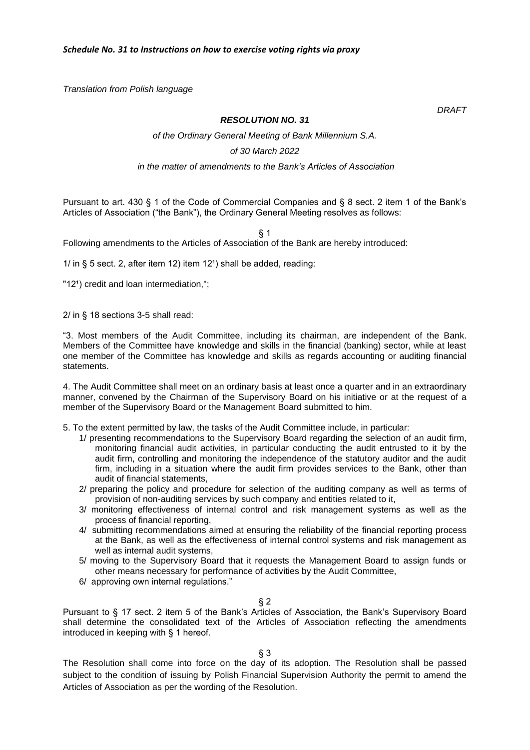*Schedule No. 31 to Instructions on how to exercise voting rights via proxy*

*Translation from Polish language*

*DRAFT*

***RESOLUTION NO. 31***

*of the Ordinary General Meeting of Bank Millennium S.A.*

*of 30 March 2022*

*in the matter of amendments to the Bank's Articles of Association*

Pursuant to art. 430 § 1 of the Code of Commercial Companies and § 8 sect. 2 item 1 of the Bank's Articles of Association ("the Bank"), the Ordinary General Meeting resolves as follows:

§ 1

Following amendments to the Articles of Association of the Bank are hereby introduced:

1/ in § 5 sect. 2, after item 12) item 12[1]) shall be added, reading:

"12[1]) credit and loan intermediation,";

2/ in § 18 sections 3-5 shall read:

"3. Most members of the Audit Committee, including its chairman, are independent of the Bank. Members of the Committee have knowledge and skills in the financial (banking) sector, while at least one member of the Committee has knowledge and skills as regards accounting or auditing financial statements.

4. The Audit Committee shall meet on an ordinary basis at least once a quarter and in an extraordinary manner, convened by the Chairman of the Supervisory Board on his initiative or at the request of a member of the Supervisory Board or the Management Board submitted to him.

5. To the extent permitted by law, the tasks of the Audit Committee include, in particular:

1/ presenting recommendations to the Supervisory Board regarding the selection of an audit firm, monitoring financial audit activities, in particular conducting the audit entrusted to it by the audit firm, controlling and monitoring the independence of the statutory auditor and the audit firm, including in a situation where the audit firm provides services to the Bank, other than audit of financial statements,

2/ preparing the policy and procedure for selection of the auditing company as well as terms of provision of non-auditing services by such company and entities related to it,

3/ monitoring effectiveness of internal control and risk management systems as well as the process of financial reporting,

4/ submitting recommendations aimed at ensuring the reliability of the financial reporting process at the Bank, as well as the effectiveness of internal control systems and risk management as well as internal audit systems,

5/ moving to the Supervisory Board that it requests the Management Board to assign funds or other means necessary for performance of activities by the Audit Committee,

6/ approving own internal regulations."

§ 2

Pursuant to § 17 sect. 2 item 5 of the Bank's Articles of Association, the Bank's Supervisory Board shall determine the consolidated text of the Articles of Association reflecting the amendments introduced in keeping with § 1 hereof.

§ 3

The Resolution shall come into force on the day of its adoption. The Resolution shall be passed subject to the condition of issuing by Polish Financial Supervision Authority the permit to amend the Articles of Association as per the wording of the Resolution.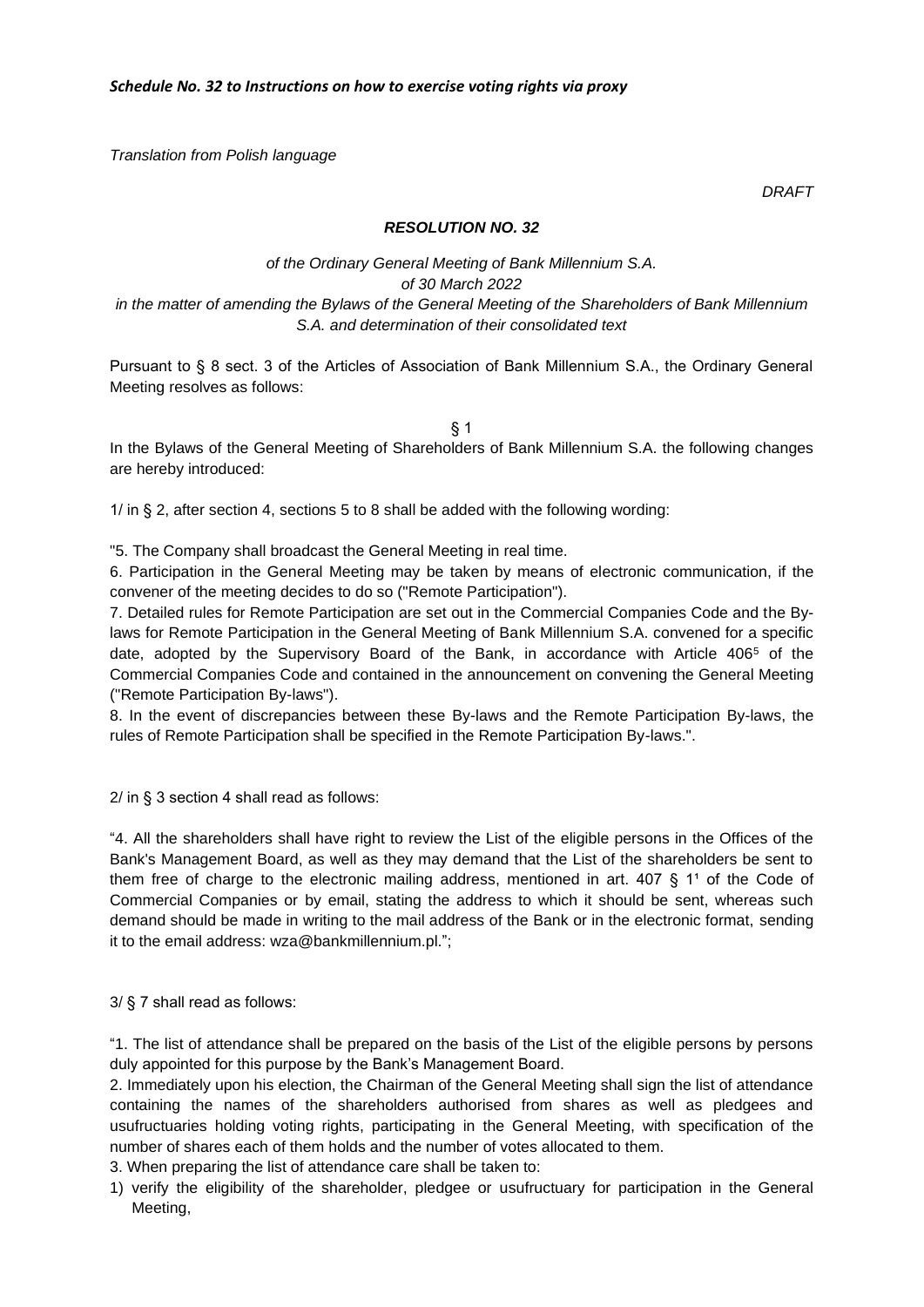*Schedule No. 32 to Instructions on how to exercise voting rights via proxy*

*Translation from Polish language*

*DRAFT*

## *RESOLUTION NO. 32*

*of the Ordinary General Meeting of Bank Millennium S.A.*
*of 30 March 2022*
*in the matter of amending the Bylaws of the General Meeting of the Shareholders of Bank Millennium S.A. and determination of their consolidated text*

Pursuant to § 8 sect. 3 of the Articles of Association of Bank Millennium S.A., the Ordinary General Meeting resolves as follows:

§ 1

In the Bylaws of the General Meeting of Shareholders of Bank Millennium S.A. the following changes are hereby introduced:

1/ in § 2, after section 4, sections 5 to 8 shall be added with the following wording:

"5. The Company shall broadcast the General Meeting in real time.
6. Participation in the General Meeting may be taken by means of electronic communication, if the convener of the meeting decides to do so ("Remote Participation").
7. Detailed rules for Remote Participation are set out in the Commercial Companies Code and the By-laws for Remote Participation in the General Meeting of Bank Millennium S.A. convened for a specific date, adopted by the Supervisory Board of the Bank, in accordance with Article $406^5$ of the Commercial Companies Code and contained in the announcement on convening the General Meeting ("Remote Participation By-laws").
8. In the event of discrepancies between these By-laws and the Remote Participation By-laws, the rules of Remote Participation shall be specified in the Remote Participation By-laws.".

2/ in § 3 section 4 shall read as follows:

"4. All the shareholders shall have right to review the List of the eligible persons in the Offices of the Bank's Management Board, as well as they may demand that the List of the shareholders be sent to them free of charge to the electronic mailing address, mentioned in art. 407 § $1^1$ of the Code of Commercial Companies or by email, stating the address to which it should be sent, whereas such demand should be made in writing to the mail address of the Bank or in the electronic format, sending it to the email address: wza@bankmillennium.pl.";

3/ § 7 shall read as follows:

"1. The list of attendance shall be prepared on the basis of the List of the eligible persons by persons duly appointed for this purpose by the Bank's Management Board.
2. Immediately upon his election, the Chairman of the General Meeting shall sign the list of attendance containing the names of the shareholders authorised from shares as well as pledgees and usufructuaries holding voting rights, participating in the General Meeting, with specification of the number of shares each of them holds and the number of votes allocated to them.
3. When preparing the list of attendance care shall be taken to:
1) verify the eligibility of the shareholder, pledgee or usufructuary for participation in the General Meeting,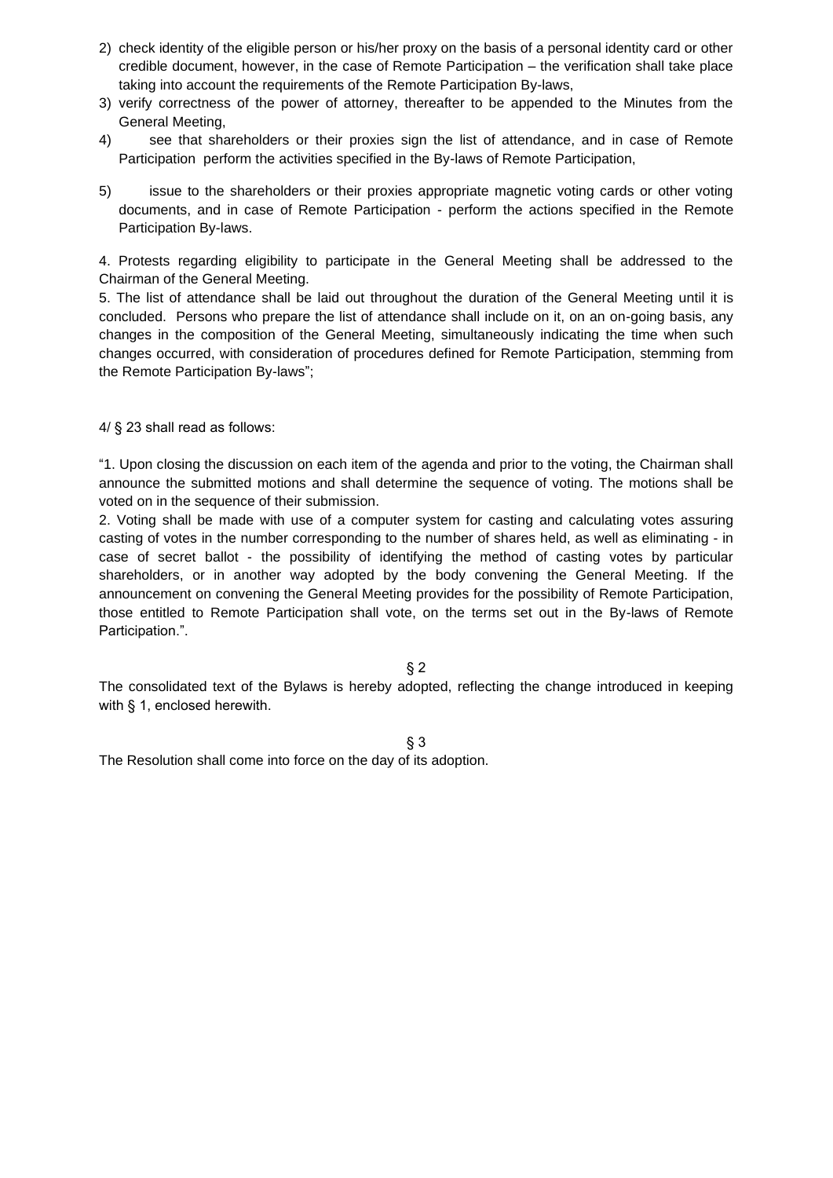2) check identity of the eligible person or his/her proxy on the basis of a personal identity card or other credible document, however, in the case of Remote Participation – the verification shall take place taking into account the requirements of the Remote Participation By-laws,
3) verify correctness of the power of attorney, thereafter to be appended to the Minutes from the General Meeting,
4) see that shareholders or their proxies sign the list of attendance, and in case of Remote Participation perform the activities specified in the By-laws of Remote Participation,
5) issue to the shareholders or their proxies appropriate magnetic voting cards or other voting documents, and in case of Remote Participation - perform the actions specified in the Remote Participation By-laws.

4. Protests regarding eligibility to participate in the General Meeting shall be addressed to the Chairman of the General Meeting.
5. The list of attendance shall be laid out throughout the duration of the General Meeting until it is concluded. Persons who prepare the list of attendance shall include on it, on an on-going basis, any changes in the composition of the General Meeting, simultaneously indicating the time when such changes occurred, with consideration of procedures defined for Remote Participation, stemming from the Remote Participation By-laws";

4/ § 23 shall read as follows:

"1. Upon closing the discussion on each item of the agenda and prior to the voting, the Chairman shall announce the submitted motions and shall determine the sequence of voting. The motions shall be voted on in the sequence of their submission.
2. Voting shall be made with use of a computer system for casting and calculating votes assuring casting of votes in the number corresponding to the number of shares held, as well as eliminating - in case of secret ballot - the possibility of identifying the method of casting votes by particular shareholders, or in another way adopted by the body convening the General Meeting. If the announcement on convening the General Meeting provides for the possibility of Remote Participation, those entitled to Remote Participation shall vote, on the terms set out in the By-laws of Remote Participation.".

§ 2

The consolidated text of the Bylaws is hereby adopted, reflecting the change introduced in keeping with § 1, enclosed herewith.

§ 3

The Resolution shall come into force on the day of its adoption.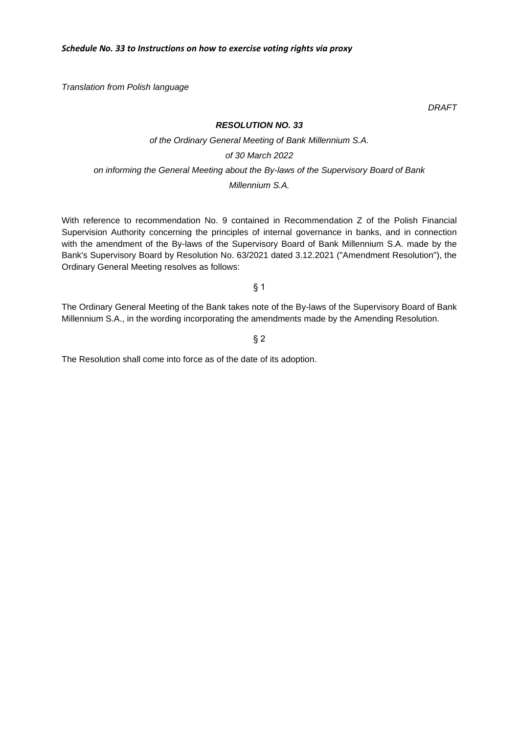***Schedule No. 33 to Instructions on how to exercise voting rights via proxy***

*Translation from Polish language*

*DRAFT*

***RESOLUTION NO. 33***

*of the Ordinary General Meeting of Bank Millennium S.A.*

*of 30 March 2022*

*on informing the General Meeting about the By-laws of the Supervisory Board of Bank Millennium S.A.*

With reference to recommendation No. 9 contained in Recommendation Z of the Polish Financial Supervision Authority concerning the principles of internal governance in banks, and in connection with the amendment of the By-laws of the Supervisory Board of Bank Millennium S.A. made by the Bank's Supervisory Board by Resolution No. 63/2021 dated 3.12.2021 ("Amendment Resolution"), the Ordinary General Meeting resolves as follows:

§ 1

The Ordinary General Meeting of the Bank takes note of the By-laws of the Supervisory Board of Bank Millennium S.A., in the wording incorporating the amendments made by the Amending Resolution.

§ 2

The Resolution shall come into force as of the date of its adoption.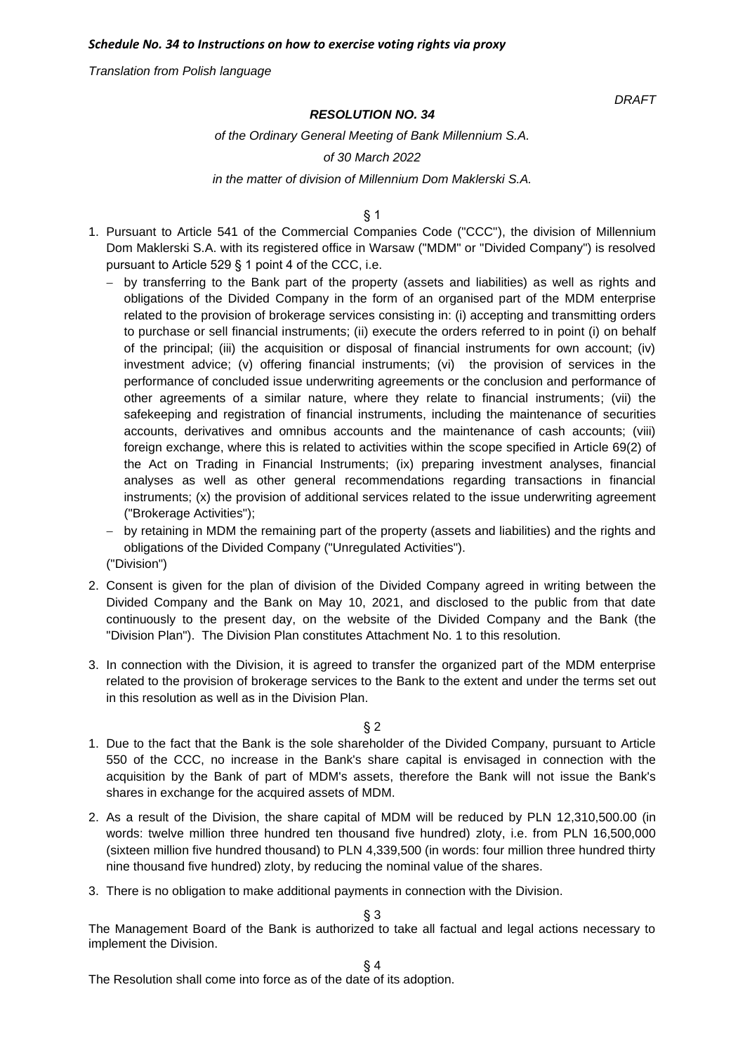***Schedule No. 34 to Instructions on how to exercise voting rights via proxy***

*Translation from Polish language*

*DRAFT*

***RESOLUTION NO. 34***

*of the Ordinary General Meeting of Bank Millennium S.A.*

*of 30 March 2022*

*in the matter of division of Millennium Dom Maklerski S.A.*

§ 1

1. Pursuant to Article 541 of the Commercial Companies Code ("CCC"), the division of Millennium Dom Maklerski S.A. with its registered office in Warsaw ("MDM" or "Divided Company") is resolved pursuant to Article 529 § 1 point 4 of the CCC, i.e.
   - by transferring to the Bank part of the property (assets and liabilities) as well as rights and obligations of the Divided Company in the form of an organised part of the MDM enterprise related to the provision of brokerage services consisting in: (i) accepting and transmitting orders to purchase or sell financial instruments; (ii) execute the orders referred to in point (i) on behalf of the principal; (iii) the acquisition or disposal of financial instruments for own account; (iv) investment advice; (v) offering financial instruments; (vi) the provision of services in the performance of concluded issue underwriting agreements or the conclusion and performance of other agreements of a similar nature, where they relate to financial instruments; (vii) the safekeeping and registration of financial instruments, including the maintenance of securities accounts, derivatives and omnibus accounts and the maintenance of cash accounts; (viii) foreign exchange, where this is related to activities within the scope specified in Article 69(2) of the Act on Trading in Financial Instruments; (ix) preparing investment analyses, financial analyses as well as other general recommendations regarding transactions in financial instruments; (x) the provision of additional services related to the issue underwriting agreement ("Brokerage Activities");
   - by retaining in MDM the remaining part of the property (assets and liabilities) and the rights and obligations of the Divided Company ("Unregulated Activities").

   ("Division")
2. Consent is given for the plan of division of the Divided Company agreed in writing between the Divided Company and the Bank on May 10, 2021, and disclosed to the public from that date continuously to the present day, on the website of the Divided Company and the Bank (the "Division Plan"). The Division Plan constitutes Attachment No. 1 to this resolution.
3. In connection with the Division, it is agreed to transfer the organized part of the MDM enterprise related to the provision of brokerage services to the Bank to the extent and under the terms set out in this resolution as well as in the Division Plan.

§ 2

1. Due to the fact that the Bank is the sole shareholder of the Divided Company, pursuant to Article 550 of the CCC, no increase in the Bank's share capital is envisaged in connection with the acquisition by the Bank of part of MDM's assets, therefore the Bank will not issue the Bank's shares in exchange for the acquired assets of MDM.
2. As a result of the Division, the share capital of MDM will be reduced by PLN 12,310,500.00 (in words: twelve million three hundred ten thousand five hundred) zloty, i.e. from PLN 16,500,000 (sixteen million five hundred thousand) to PLN 4,339,500 (in words: four million three hundred thirty nine thousand five hundred) zloty, by reducing the nominal value of the shares.
3. There is no obligation to make additional payments in connection with the Division.

§ 3

The Management Board of the Bank is authorized to take all factual and legal actions necessary to implement the Division.

§ 4

The Resolution shall come into force as of the date of its adoption.